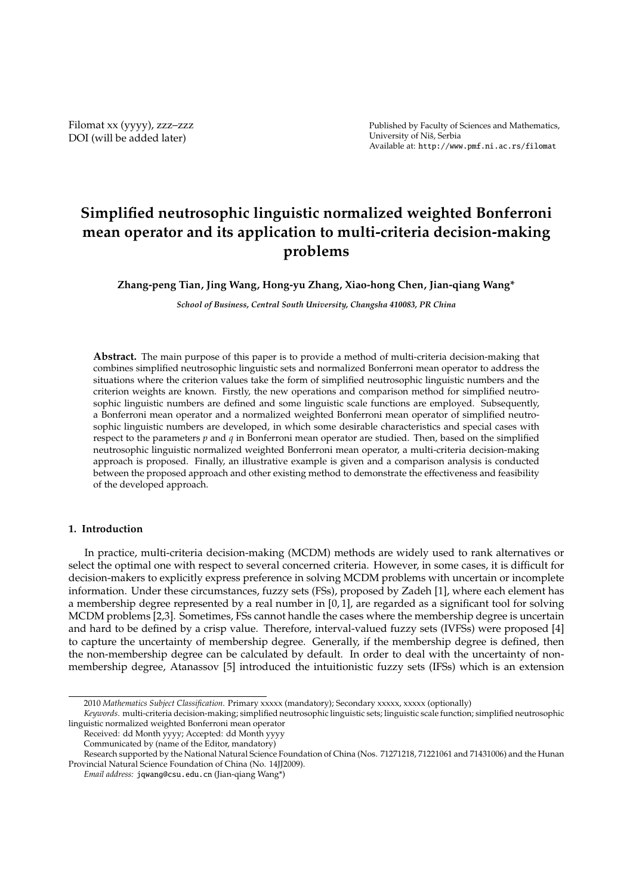# Simplified neutrosophic linguistic normalized weighted Bonferroni mean operator and its application to multi-criteria decision-making problems

**Zhang-peng Tian, Jing Wang, Hong-yu Zhang, Xiao-hong Chen, Jian-qiang Wang***

***School of Business, Central South University, Changsha 410083, PR China***

**Abstract.** The main purpose of this paper is to provide a method of multi-criteria decision-making that combines simplified neutrosophic linguistic sets and normalized Bonferroni mean operator to address the situations where the criterion values take the form of simplified neutrosophic linguistic numbers and the criterion weights are known. Firstly, the new operations and comparison method for simplified neutrosophic linguistic numbers are defined and some linguistic scale functions are employed. Subsequently, a Bonferroni mean operator and a normalized weighted Bonferroni mean operator of simplified neutrosophic linguistic numbers are developed, in which some desirable characteristics and special cases with respect to the parameters $p$ and $q$ in Bonferroni mean operator are studied. Then, based on the simplified neutrosophic linguistic normalized weighted Bonferroni mean operator, a multi-criteria decision-making approach is proposed. Finally, an illustrative example is given and a comparison analysis is conducted between the proposed approach and other existing method to demonstrate the effectiveness and feasibility of the developed approach.

## 1. Introduction

In practice, multi-criteria decision-making (MCDM) methods are widely used to rank alternatives or select the optimal one with respect to several concerned criteria. However, in some cases, it is difficult for decision-makers to explicitly express preference in solving MCDM problems with uncertain or incomplete information. Under these circumstances, fuzzy sets (FSs), proposed by Zadeh [1], where each element has a membership degree represented by a real number in $[0, 1]$, are regarded as a significant tool for solving MCDM problems [2,3]. Sometimes, FSs cannot handle the cases where the membership degree is uncertain and hard to be defined by a crisp value. Therefore, interval-valued fuzzy sets (IVFSs) were proposed [4] to capture the uncertainty of membership degree. Generally, if the membership degree is defined, then the non-membership degree can be calculated by default. In order to deal with the uncertainty of non-membership degree, Atanassov [5] introduced the intuitionistic fuzzy sets (IFSs) which is an extension

---

2010 *Mathematics Subject Classification*. Primary xxxxx (mandatory); Secondary xxxxx, xxxxx (optionally)

*Keywords*. multi-criteria decision-making; simplified neutrosophic linguistic sets; linguistic scale function; simplified neutrosophic linguistic normalized weighted Bonferroni mean operator

Received: dd Month yyyy; Accepted: dd Month yyyy

Communicated by (name of the Editor, mandatory)

Research supported by the National Natural Science Foundation of China (Nos. 71271218, 71221061 and 71431006) and the Hunan Provincial Natural Science Foundation of China (No. 14JJ2009).

*Email address:* jqwang@csu.edu.cn (Jian-qiang Wang*)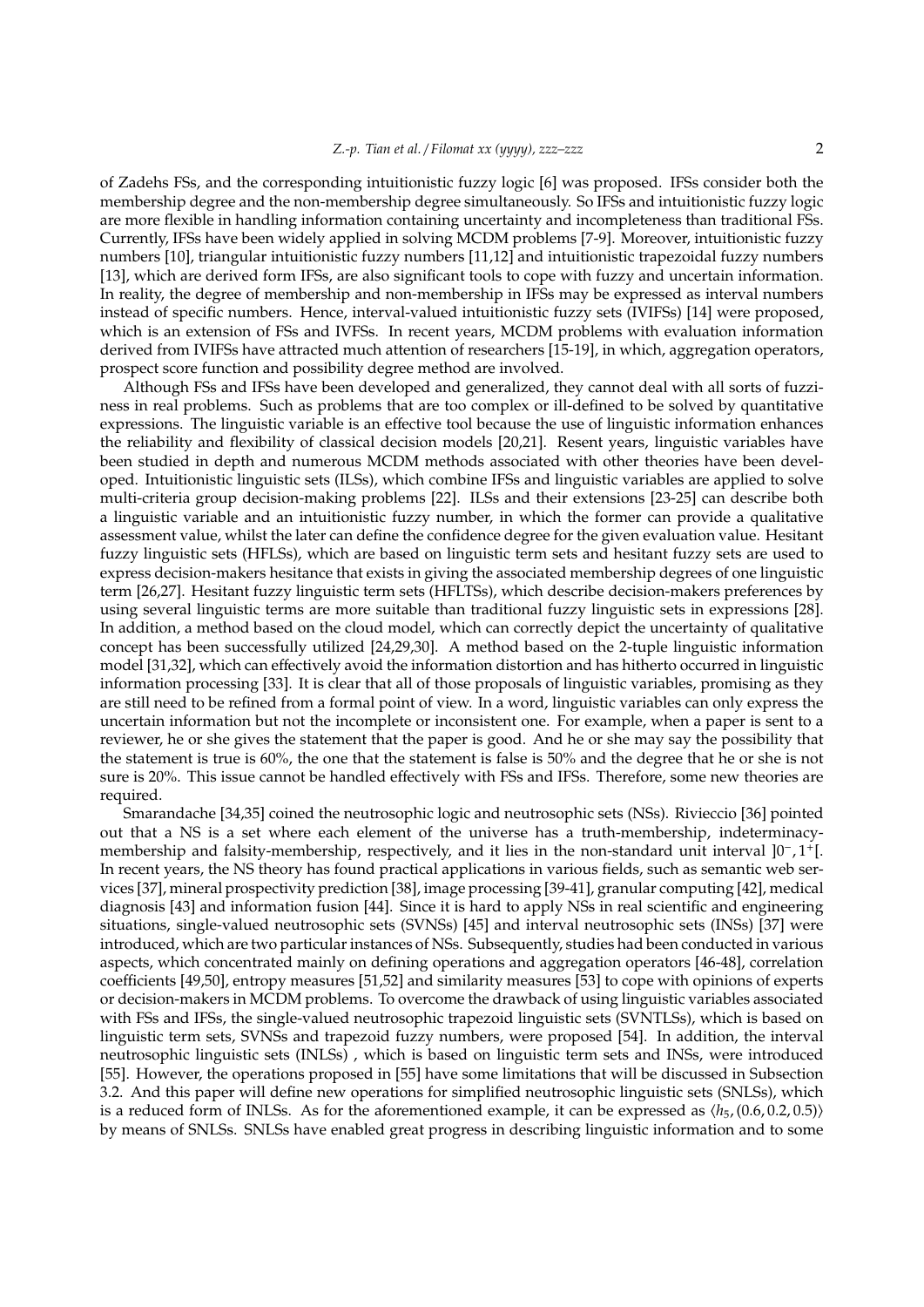of Zadehs FSs, and the corresponding intuitionistic fuzzy logic [6] was proposed. IFSs consider both the membership degree and the non-membership degree simultaneously. So IFSs and intuitionistic fuzzy logic are more flexible in handling information containing uncertainty and incompleteness than traditional FSs. Currently, IFSs have been widely applied in solving MCDM problems [7-9]. Moreover, intuitionistic fuzzy numbers [10], triangular intuitionistic fuzzy numbers [11,12] and intuitionistic trapezoidal fuzzy numbers [13], which are derived form IFSs, are also significant tools to cope with fuzzy and uncertain information. In reality, the degree of membership and non-membership in IFSs may be expressed as interval numbers instead of specific numbers. Hence, interval-valued intuitionistic fuzzy sets (IVIFSs) [14] were proposed, which is an extension of FSs and IVFSs. In recent years, MCDM problems with evaluation information derived from IVIFSs have attracted much attention of researchers [15-19], in which, aggregation operators, prospect score function and possibility degree method are involved.

Although FSs and IFSs have been developed and generalized, they cannot deal with all sorts of fuzziness in real problems. Such as problems that are too complex or ill-defined to be solved by quantitative expressions. The linguistic variable is an effective tool because the use of linguistic information enhances the reliability and flexibility of classical decision models [20,21]. Resent years, linguistic variables have been studied in depth and numerous MCDM methods associated with other theories have been developed. Intuitionistic linguistic sets (ILSs), which combine IFSs and linguistic variables are applied to solve multi-criteria group decision-making problems [22]. ILSs and their extensions [23-25] can describe both a linguistic variable and an intuitionistic fuzzy number, in which the former can provide a qualitative assessment value, whilst the later can define the confidence degree for the given evaluation value. Hesitant fuzzy linguistic sets (HFLSs), which are based on linguistic term sets and hesitant fuzzy sets are used to express decision-makers hesitance that exists in giving the associated membership degrees of one linguistic term [26,27]. Hesitant fuzzy linguistic term sets (HFLTSs), which describe decision-makers preferences by using several linguistic terms are more suitable than traditional fuzzy linguistic sets in expressions [28]. In addition, a method based on the cloud model, which can correctly depict the uncertainty of qualitative concept has been successfully utilized [24,29,30]. A method based on the 2-tuple linguistic information model [31,32], which can effectively avoid the information distortion and has hitherto occurred in linguistic information processing [33]. It is clear that all of those proposals of linguistic variables, promising as they are still need to be refined from a formal point of view. In a word, linguistic variables can only express the uncertain information but not the incomplete or inconsistent one. For example, when a paper is sent to a reviewer, he or she gives the statement that the paper is good. And he or she may say the possibility that the statement is true is 60%, the one that the statement is false is 50% and the degree that he or she is not sure is 20%. This issue cannot be handled effectively with FSs and IFSs. Therefore, some new theories are required.

Smarandache [34,35] coined the neutrosophic logic and neutrosophic sets (NSs). Rivieccio [36] pointed out that a NS is a set where each element of the universe has a truth-membership, indeterminacy-membership and falsity-membership, respectively, and it lies in the non-standard unit interval $]0^-, 1^+[$. In recent years, the NS theory has found practical applications in various fields, such as semantic web services [37], mineral prospectivity prediction [38], image processing [39-41], granular computing [42], medical diagnosis [43] and information fusion [44]. Since it is hard to apply NSs in real scientific and engineering situations, single-valued neutrosophic sets (SVNSs) [45] and interval neutrosophic sets (INSs) [37] were introduced, which are two particular instances of NSs. Subsequently, studies had been conducted in various aspects, which concentrated mainly on defining operations and aggregation operators [46-48], correlation coefficients [49,50], entropy measures [51,52] and similarity measures [53] to cope with opinions of experts or decision-makers in MCDM problems. To overcome the drawback of using linguistic variables associated with FSs and IFSs, the single-valued neutrosophic trapezoid linguistic sets (SVNTLSs), which is based on linguistic term sets, SVNSs and trapezoid fuzzy numbers, were proposed [54]. In addition, the interval neutrosophic linguistic sets (INLSs) , which is based on linguistic term sets and INSs, were introduced [55]. However, the operations proposed in [55] have some limitations that will be discussed in Subsection 3.2. And this paper will define new operations for simplified neutrosophic linguistic sets (SNLSs), which is a reduced form of INLSs. As for the aforementioned example, it can be expressed as $\langle h_5, (0.6, 0.2, 0.5)\rangle$ by means of SNLSs. SNLSs have enabled great progress in describing linguistic information and to some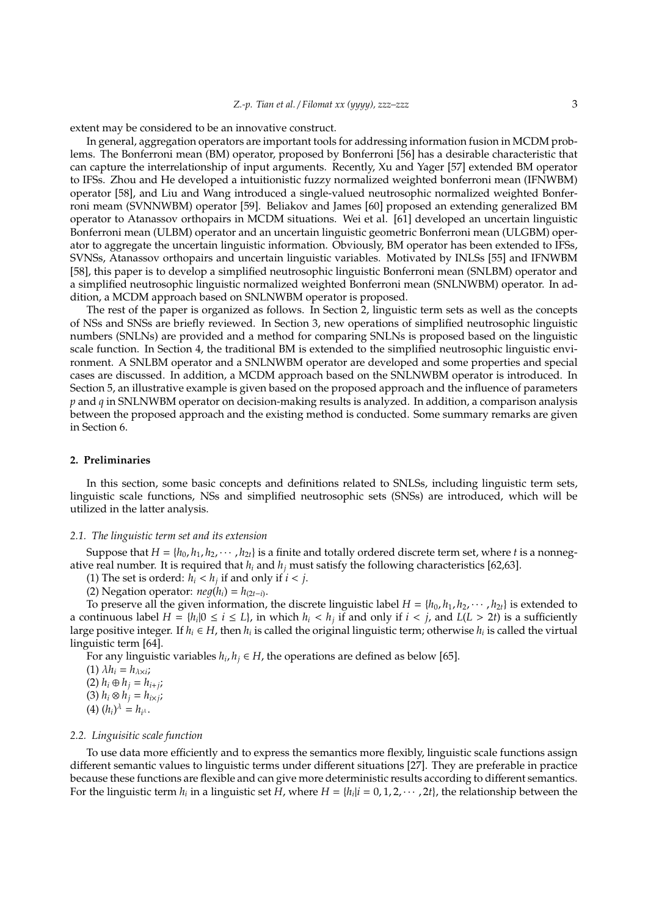extent may be considered to be an innovative construct.

In general, aggregation operators are important tools for addressing information fusion in MCDM problems. The Bonferroni mean (BM) operator, proposed by Bonferroni [56] has a desirable characteristic that can capture the interrelationship of input arguments. Recently, Xu and Yager [57] extended BM operator to IFSs. Zhou and He developed a intuitionistic fuzzy normalized weighted bonferroni mean (IFNWBM) operator [58], and Liu and Wang introduced a single-valued neutrosophic normalized weighted Bonferroni meam (SVNNWBM) operator [59]. Beliakov and James [60] proposed an extending generalized BM operator to Atanassov orthopairs in MCDM situations. Wei et al. [61] developed an uncertain linguistic Bonferroni mean (ULBM) operator and an uncertain linguistic geometric Bonferroni mean (ULGBM) operator to aggregate the uncertain linguistic information. Obviously, BM operator has been extended to IFSs, SVNSs, Atanassov orthopairs and uncertain linguistic variables. Motivated by INLSs [55] and IFNWBM [58], this paper is to develop a simplified neutrosophic linguistic Bonferroni mean (SNLBM) operator and a simplified neutrosophic linguistic normalized weighted Bonferroni mean (SNLNWBM) operator. In addition, a MCDM approach based on SNLNWBM operator is proposed.

The rest of the paper is organized as follows. In Section 2, linguistic term sets as well as the concepts of NSs and SNSs are briefly reviewed. In Section 3, new operations of simplified neutrosophic linguistic numbers (SNLNs) are provided and a method for comparing SNLNs is proposed based on the linguistic scale function. In Section 4, the traditional BM is extended to the simplified neutrosophic linguistic environment. A SNLBM operator and a SNLNWBM operator are developed and some properties and special cases are discussed. In addition, a MCDM approach based on the SNLNWBM operator is introduced. In Section 5, an illustrative example is given based on the proposed approach and the influence of parameters $p$ and $q$ in SNLNWBM operator on decision-making results is analyzed. In addition, a comparison analysis between the proposed approach and the existing method is conducted. Some summary remarks are given in Section 6.

## 2. Preliminaries

In this section, some basic concepts and definitions related to SNLSs, including linguistic term sets, linguistic scale functions, NSs and simplified neutrosophic sets (SNSs) are introduced, which will be utilized in the latter analysis.

### 2.1. The linguistic term set and its extension

Suppose that $H = \{h_0, h_1, h_2, \cdots, h_{2t}\}$ is a finite and totally ordered discrete term set, where $t$ is a nonnegative real number. It is required that $h_i$ and $h_j$ must satisfy the following characteristics [62,63].

(1) The set is orderd: $h_i < h_j$ if and only if $i < j$.

(2) Negation operator: $neg(h_i) = h_{(2t-i)}$.

To preserve all the given information, the discrete linguistic label $H = \{h_0, h_1, h_2, \cdots, h_{2t}\}$ is extended to a continuous label $H = \{h_i | 0 \leq i \leq L\}$, in which $h_i < h_j$ if and only if $i < j$, and $L(L > 2t)$ is a sufficiently large positive integer. If $h_i \in H$, then $h_i$ is called the original linguistic term; otherwise $h_i$ is called the virtual linguistic term [64].

For any linguistic variables $h_i, h_j \in H$, the operations are defined as below [65].

(1) $\lambda h_i = h_{\lambda \times i}$;

(2) $h_i \oplus h_j = h_{i+j}$;

(3) $h_i \otimes h_j = h_{i \times j}$;

(4) $(h_i)^\lambda = h_{i^\lambda}$.

### 2.2. Linguisitic scale function

To use data more efficiently and to express the semantics more flexibly, linguistic scale functions assign different semantic values to linguistic terms under different situations [27]. They are preferable in practice because these functions are flexible and can give more deterministic results according to different semantics. For the linguistic term $h_i$ in a linguistic set $H$, where $H = \{h_i | i = 0, 1, 2, \cdots, 2t\}$, the relationship between the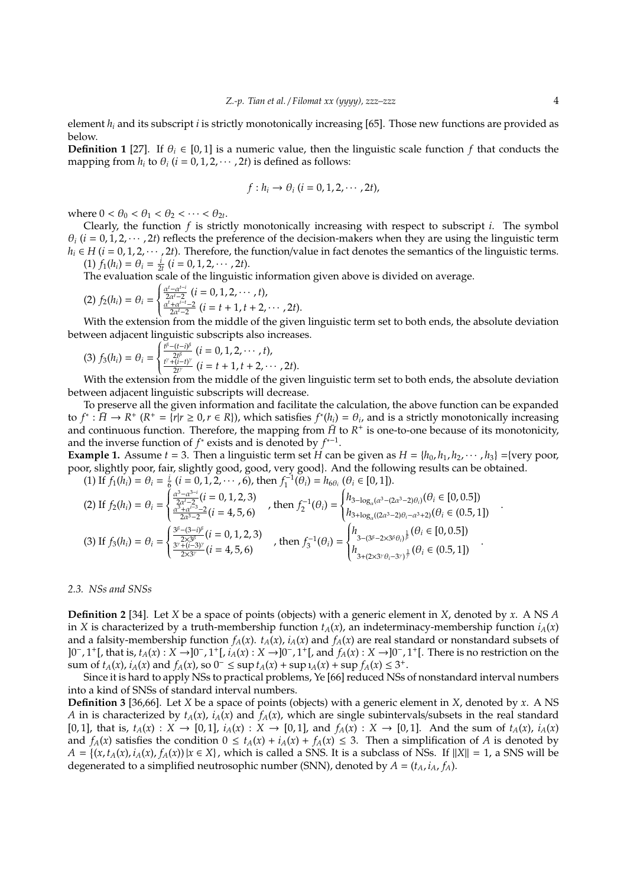element $h_i$ and its subscript $i$ is strictly monotonically increasing [65]. Those new functions are provided as below.

**Definition 1** [27]. If $\theta_i \in [0,1]$ is a numeric value, then the linguistic scale function $f$ that conducts the mapping from $h_i$ to $\theta_i$ $(i = 0,1,2,\cdots,2t)$ is defined as follows:

$$f : h_i \to \theta_i \ (i = 0,1,2,\cdots,2t),$$

where $0 < \theta_0 < \theta_1 < \theta_2 < \cdots < \theta_{2t}$.

Clearly, the function $f$ is strictly monotonically increasing with respect to subscript $i$. The symbol $\theta_i$ $(i = 0,1,2,\cdots,2t)$ reflects the preference of the decision-makers when they are using the linguistic term $h_i \in H$ $(i = 0,1,2,\cdots,2t)$. Therefore, the function/value in fact denotes the semantics of the linguistic terms.

(1) $f_1(h_i) = \theta_i = \frac{i}{2t}$ $(i = 0,1,2,\cdots,2t)$.

The evaluation scale of the linguistic information given above is divided on average.

(2) $f_2(h_i) = \theta_i = \begin{cases} \frac{\alpha^t - \alpha^{t-i}}{2\alpha^t - 2} \ (i = 0,1,2,\cdots,t), \\ \frac{\alpha^t + \alpha^{i-t} - 2}{2\alpha^t - 2} \ (i = t+1, t+2, \cdots, 2t). \end{cases}$

With the extension from the middle of the given linguistic term set to both ends, the absolute deviation between adjacent linguistic subscripts also increases.

(3) $f_3(h_i) = \theta_i = \begin{cases} \frac{t^\beta - (t-i)^\beta}{2t^\beta} \ (i = 0,1,2,\cdots,t), \\ \frac{t^\gamma + (i-t)^\gamma}{2t^\gamma} \ (i = t+1, t+2, \cdots, 2t). \end{cases}$

With the extension from the middle of the given linguistic term set to both ends, the absolute deviation between adjacent linguistic subscripts will decrease.

To preserve all the given information and facilitate the calculation, the above function can be expanded to $f^* : \bar{H} \to R^+$ $(R^+ = \{r | r \geq 0, r \in R\})$, which satisfies $f^*(h_i) = \theta_i$, and is a strictly monotonically increasing and continuous function. Therefore, the mapping from $\bar{H}$ to $R^+$ is one-to-one because of its monotonicity, and the inverse function of $f^*$ exists and is denoted by $f^{*-1}$.

**Example 1.** Assume $t = 3$. Then a linguistic term set $H$ can be given as $H = \{h_0, h_1, h_2, \cdots, h_3\}$ ={very poor, poor, slightly poor, fair, slightly good, good, very good}. And the following results can be obtained.

(1) If $f_1(h_i) = \theta_i = \frac{i}{6}$ $(i = 0,1,2,\cdots,6)$, then $f_1^{-1}(\theta_i) = h_{6\theta_i}$ $(\theta_i \in [0,1])$.

(2) If $f_2(h_i) = \theta_i = \begin{cases} \frac{\alpha^3 - \alpha^{3-i}}{2\alpha^t - 2} (i = 0,1,2,3) \\ \frac{\alpha^3 + \alpha^{i-3} - 2}{2\alpha^3 - 2} (i = 4,5,6) \end{cases}$, then $f_2^{-1}(\theta_i) = \begin{cases} h_{3 - \log_\alpha(\alpha^3 - (2\alpha^3 - 2)\theta_i)} (\theta_i \in [0, 0.5]) \\ h_{3 + \log_\alpha((2\alpha^3 - 2)\theta_i - \alpha^3 + 2)} (\theta_i \in (0.5, 1]) \end{cases}$.

(3) If $f_3(h_i) = \theta_i = \begin{cases} \frac{3^\beta - (3-i)^\beta}{2\times 3^\beta} (i = 0,1,2,3) \\ \frac{3^\gamma + (i-3)^\gamma}{2\times 3^\gamma} (i = 4,5,6) \end{cases}$, then $f_3^{-1}(\theta_i) = \begin{cases} h_{3 - (3^\beta - 2\times 3^\beta \theta_i)^{\frac{1}{\beta}}} (\theta_i \in [0, 0.5]) \\ h_{3 + (2\times 3^\gamma \theta_i - 3^\gamma)^{\frac{1}{\gamma}}} (\theta_i \in (0.5, 1]) \end{cases}$.

### 2.3. NSs and SNSs

**Definition 2** [34]. Let $X$ be a space of points (objects) with a generic element in $X$, denoted by $x$. A NS $A$ in $X$ is characterized by a truth-membership function $t_A(x)$, an indeterminacy-membership function $i_A(x)$ and a falsity-membership function $f_A(x)$. $t_A(x)$, $i_A(x)$ and $f_A(x)$ are real standard or nonstandard subsets of $]0^-, 1^+[$, that is, $t_A(x) : X \to ]0^-, 1^+[$, $i_A(x) : X \to ]0^-, 1^+[$, and $f_A(x) : X \to ]0^-, 1^+[$. There is no restriction on the sum of $t_A(x)$, $i_A(x)$ and $f_A(x)$, so $0^- \leq \sup t_A(x) + \sup \imath_A(x) + \sup f_A(x) \leq 3^+$.

Since it is hard to apply NSs to practical problems, Ye [66] reduced NSs of nonstandard interval numbers into a kind of SNSs of standard interval numbers.

**Definition 3** [36,66]. Let $X$ be a space of points (objects) with a generic element in $X$, denoted by $x$. A NS $A$ in is characterized by $t_A(x)$, $i_A(x)$ and $f_A(x)$, which are single subintervals/subsets in the real standard $[0,1]$, that is, $t_A(x) : X \to [0,1]$, $i_A(x) : X \to [0,1]$, and $f_A(x) : X \to [0,1]$. And the sum of $t_A(x)$, $i_A(x)$ and $f_A(x)$ satisfies the condition $0 \leq t_A(x) + i_A(x) + f_A(x) \leq 3$. Then a simplification of $A$ is denoted by $A = \{(x, t_A(x), i_A(x), f_A(x)) | x \in X\}$, which is called a SNS. It is a subclass of NSs. If $\|X\| = 1$, a SNS will be degenerated to a simplified neutrosophic number (SNN), denoted by $A = (t_A, i_A, f_A)$.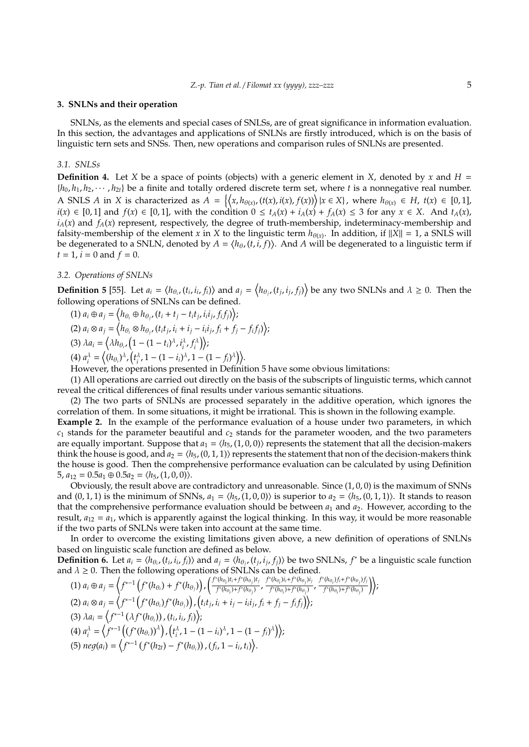## 3. SNLNs and their operation

SNLNs, as the elements and special cases of SNLSs, are of great significance in information evaluation. In this section, the advantages and applications of SNLNs are firstly introduced, which is on the basis of linguistic tern sets and SNSs. Then, new operations and comparison rules of SNLNs are presented.

### 3.1. SNLSs

**Definition 4.** Let $X$ be a space of points (objects) with a generic element in $X$, denoted by $x$ and $H = \{h_0, h_1, h_2, \cdots, h_{2t}\}$ be a finite and totally ordered discrete term set, where $t$ is a nonnegative real number. A SNLS $A$ in $X$ is characterized as $A = \left\{\left\langle x, h_{\theta(x)}, (t(x), i(x), f(x))\right\rangle | x \in X\right\}$, where $h_{\theta(x)} \in H$, $t(x) \in [0,1]$, $i(x) \in [0,1]$ and $f(x) \in [0,1]$, with the condition $0 \leq t_A(x) + i_A(x) + f_A(x) \leq 3$ for any $x \in X$. And $t_A(x)$, $i_A(x)$ and $f_A(x)$ represent, respectively, the degree of truth-membership, indeterminacy-membership and falsity-membership of the element $x$ in $X$ to the linguistic term $h_{\theta(x)}$. In addition, if $\|X\| = 1$, a SNLS will be degenerated to a SNLN, denoted by $A = \langle h_\theta, (t, i, f)\rangle$. And $A$ will be degenerated to a linguistic term if $t = 1$, $i = 0$ and $f = 0$.

### 3.2. Operations of SNLNs

**Definition 5** [55]. Let $a_i = \langle h_{\theta_i}, (t_i, i_i, f_i)\rangle$ and $a_j = \left\langle h_{\theta_j}, (t_j, i_j, f_j)\right\rangle$ be any two SNLNs and $\lambda \geq 0$. Then the following operations of SNLNs can be defined.

(1) $a_i \oplus a_j = \left\langle h_{\theta_i} \oplus h_{\theta_j}, (t_i + t_j - t_i t_j, i_i i_j, f_i f_j)\right\rangle$;

(2) $a_i \otimes a_j = \left\langle h_{\theta_i} \otimes h_{\theta_j}, (t_i t_j, i_i + i_j - i_i i_j, f_i + f_j - f_i f_j)\right\rangle$;

(3) $\lambda a_i = \left\langle \lambda h_{\theta_i}, \left(1 - (1 - t_i)^\lambda, i_i^\lambda, f_i^\lambda\right)\right\rangle$;

(4) $a_i^\lambda = \left\langle (h_{\theta_i})^\lambda, \left(t_i^\lambda, 1 - (1 - i_i)^\lambda, 1 - (1 - f_i)^\lambda\right)\right\rangle$.

However, the operations presented in Definition 5 have some obvious limitations:

(1) All operations are carried out directly on the basis of the subscripts of linguistic terms, which cannot reveal the critical differences of final results under various semantic situations.

(2) The two parts of SNLNs are processed separately in the additive operation, which ignores the correlation of them. In some situations, it might be irrational. This is shown in the following example.

**Example 2.** In the example of the performance evaluation of a house under two parameters, in which $c_1$ stands for the parameter beautiful and $c_2$ stands for the parameter wooden, and the two parameters are equally important. Suppose that $a_1 = \langle h_5, (1, 0, 0)\rangle$ represents the statement that all the decision-makers think the house is good, and $a_2 = \langle h_5, (0, 1, 1)\rangle$ represents the statement that non of the decision-makers think the house is good. Then the comprehensive performance evaluation can be calculated by using Definition 5, $a_{12} = 0.5a_1 \oplus 0.5a_2 = \langle h_5, (1, 0, 0)\rangle$.

Obviously, the result above are contradictory and unreasonable. Since $(1, 0, 0)$ is the maximum of SNNs and $(0, 1, 1)$ is the minimum of SNNs, $a_1 = \langle h_5, (1, 0, 0)\rangle$ is superior to $a_2 = \langle h_5, (0, 1, 1)\rangle$. It stands to reason that the comprehensive performance evaluation should be between $a_1$ and $a_2$. However, according to the result, $a_{12} = a_1$, which is apparently against the logical thinking. In this way, it would be more reasonable if the two parts of SNLNs were taken into account at the same time.

In order to overcome the existing limitations given above, a new definition of operations of SNLNs based on linguistic scale function are defined as below.

**Definition 6.** Let $a_i = \langle h_{\theta_i}, (t_i, i_i, f_i)\rangle$ and $a_j = \langle h_{\theta_j}, (t_j, i_j, f_j)\rangle$ be two SNLNs, $f^*$ be a linguistic scale function and $\lambda \geq 0$. Then the following operations of SNLNs can be defined.

(1) $a_i \oplus a_j = \left\langle f^{*-1}\left(f^*(h_{\theta_i}) + f^*(h_{\theta_j})\right), \left(\frac{f^*(h_{\theta_i})t_i + f^*(h_{\theta_j})t_j}{f^*(h_{\theta_i}) + f^*(h_{\theta_j})}, \frac{f^*(h_{\theta_i})i_i + f^*(h_{\theta_j})i_j}{f^*(h_{\theta_i}) + f^*(h_{\theta_j})}, \frac{f^*(h_{\theta_i})f_i + f^*(h_{\theta_j})f_j}{f^*(h_{\theta_i}) + f^*(h_{\theta_j})}\right)\right\rangle$;

(2) $a_i \otimes a_j = \left\langle f^{*-1}\left(f^*(h_{\theta_i})f^*(h_{\theta_j})\right), \left(t_i t_j, i_i + i_j - i_i i_j, f_i + f_j - f_i f_j\right)\right\rangle$;

(3) $\lambda a_i = \left\langle f^{*-1}\left(\lambda f^*(h_{\theta_i})\right), (t_i, i_i, f_i)\right\rangle$;

(4) $a_i^\lambda = \left\langle f^{*-1}\left(\left(f^*(h_{\theta_i})\right)^\lambda\right), \left(t_i^\lambda, 1 - (1 - i_i)^\lambda, 1 - (1 - f_i)^\lambda\right)\right\rangle$;

(5) $neg(a_i) = \left\langle f^{*-1}\left(f^*(h_{2t}) - f^*(h_{\theta_i})\right), (f_i, 1 - i_i, t_i)\right\rangle$.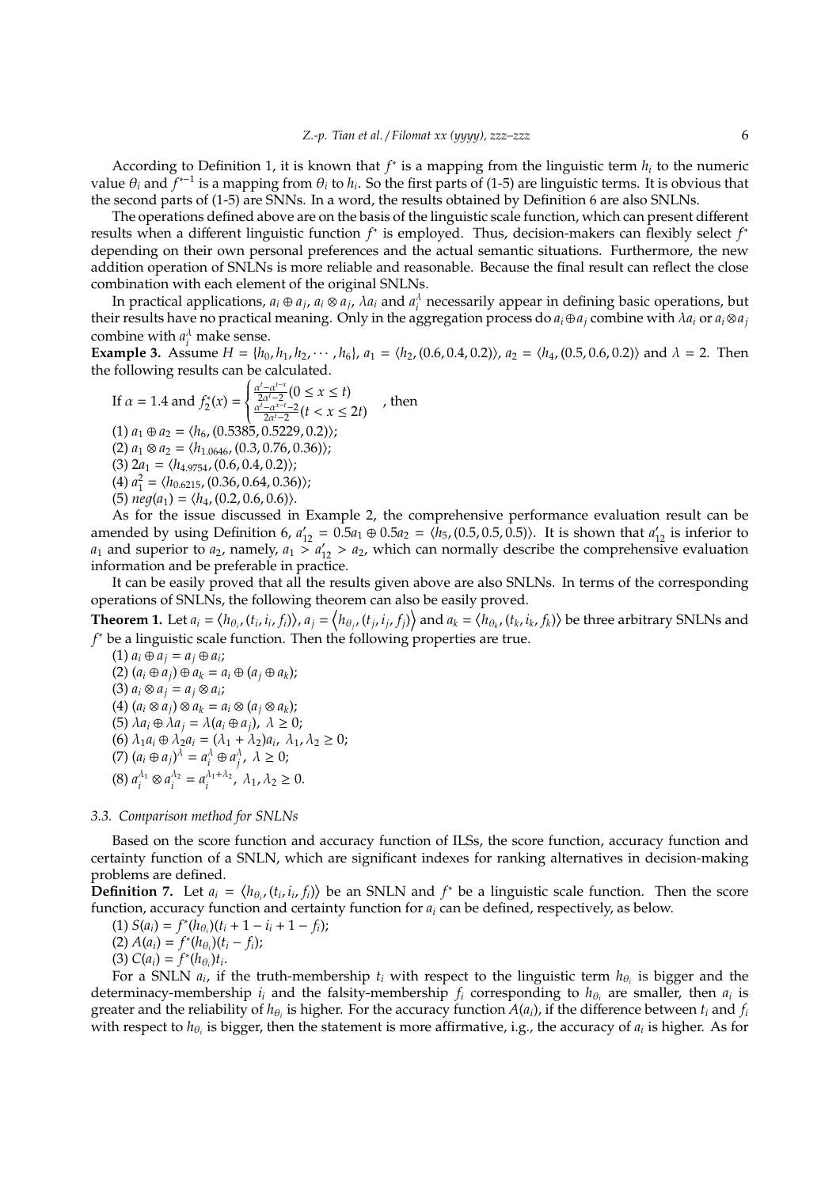According to Definition 1, it is known that $f^*$ is a mapping from the linguistic term $h_i$ to the numeric value $\theta_i$ and $f^{*-1}$ is a mapping from $\theta_i$ to $h_i$. So the first parts of (1-5) are linguistic terms. It is obvious that the second parts of (1-5) are SNNs. In a word, the results obtained by Definition 6 are also SNLNs.

The operations defined above are on the basis of the linguistic scale function, which can present different results when a different linguistic function $f^*$ is employed. Thus, decision-makers can flexibly select $f^*$ depending on their own personal preferences and the actual semantic situations. Furthermore, the new addition operation of SNLNs is more reliable and reasonable. Because the final result can reflect the close combination with each element of the original SNLNs.

In practical applications, $a_i \oplus a_j$, $a_i \otimes a_j$, $\lambda a_i$ and $a_i^\lambda$ necessarily appear in defining basic operations, but their results have no practical meaning. Only in the aggregation process do $a_i \oplus a_j$ combine with $\lambda a_i$ or $a_i \otimes a_j$ combine with $a_i^\lambda$ make sense.

**Example 3.** Assume $H = \{h_0, h_1, h_2, \cdots, h_6\}$, $a_1 = \langle h_2, (0.6, 0.4, 0.2)\rangle$, $a_2 = \langle h_4, (0.5, 0.6, 0.2)\rangle$ and $\lambda = 2$. Then the following results can be calculated.

If $\alpha = 1.4$ and $f_2^*(x) = \begin{cases} \frac{\alpha^t - \alpha^{t-x}}{2\alpha^t - 2} (0 \leq x \leq t) \\ \frac{\alpha^t - \alpha^{x-t} - 2}{2\alpha^t - 2} (t < x \leq 2t) \end{cases}$, then

(1) $a_1 \oplus a_2 = \langle h_6, (0.5385, 0.5229, 0.2)\rangle$;

(2) $a_1 \otimes a_2 = \langle h_{1.0646}, (0.3, 0.76, 0.36)\rangle$;

(3) $2a_1 = \langle h_{4.9754}, (0.6, 0.4, 0.2)\rangle$;

(4) $a_1^2 = \langle h_{0.6215}, (0.36, 0.64, 0.36)\rangle$;

(5) $neg(a_1) = \langle h_4, (0.2, 0.6, 0.6)\rangle$.

As for the issue discussed in Example 2, the comprehensive performance evaluation result can be amended by using Definition 6, $a_{12}' = 0.5a_1 \oplus 0.5a_2 = \langle h_5, (0.5, 0.5, 0.5)\rangle$. It is shown that $a_{12}'$ is inferior to $a_1$ and superior to $a_2$, namely, $a_1 > a_{12}' > a_2$, which can normally describe the comprehensive evaluation information and be preferable in practice.

It can be easily proved that all the results given above are also SNLNs. In terms of the corresponding operations of SNLNs, the following theorem can also be easily proved.

**Theorem 1.** Let $a_i = \langle h_{\theta_i}, (t_i, i_i, f_i)\rangle$, $a_j = \langle h_{\theta_j}, (t_j, i_j, f_j)\rangle$ and $a_k = \langle h_{\theta_k}, (t_k, i_k, f_k)\rangle$ be three arbitrary SNLNs and $f^*$ be a linguistic scale function. Then the following properties are true.

(1) $a_i \oplus a_j = a_j \oplus a_i$;

(2) $(a_i \oplus a_j) \oplus a_k = a_i \oplus (a_j \oplus a_k)$;

(3) $a_i \otimes a_j = a_j \otimes a_i$;

(4) $(a_i \otimes a_j) \otimes a_k = a_i \otimes (a_j \otimes a_k)$;

(5) $\lambda a_i \oplus \lambda a_j = \lambda(a_i \oplus a_j)$, $\lambda \geq 0$;

(6) $\lambda_1 a_i \oplus \lambda_2 a_i = (\lambda_1 + \lambda_2) a_i$, $\lambda_1, \lambda_2 \geq 0$;

(7) $(a_i \oplus a_j)^\lambda = a_i^\lambda \oplus a_j^\lambda$, $\lambda \geq 0$;

(8) $a_i^{\lambda_1} \otimes a_i^{\lambda_2} = a_i^{\lambda_1 + \lambda_2}$, $\lambda_1, \lambda_2 \geq 0$.

### 3.3. Comparison method for SNLNs

Based on the score function and accuracy function of ILSs, the score function, accuracy function and certainty function of a SNLN, which are significant indexes for ranking alternatives in decision-making problems are defined.

**Definition 7.** Let $a_i = \langle h_{\theta_i}, (t_i, i_i, f_i)\rangle$ be an SNLN and $f^*$ be a linguistic scale function. Then the score function, accuracy function and certainty function for $a_i$ can be defined, respectively, as below.

(1) $S(a_i) = f^*(h_{\theta_i})(t_i + 1 - i_i + 1 - f_i)$;

(2) $A(a_i) = f^*(h_{\theta_i})(t_i - f_i)$;

(3) $C(a_i) = f^*(h_{\theta_i}) t_i$.

For a SNLN $a_i$, if the truth-membership $t_i$ with respect to the linguistic term $h_{\theta_i}$ is bigger and the determinacy-membership $i_i$ and the falsity-membership $f_i$ corresponding to $h_{\theta_i}$ are smaller, then $a_i$ is greater and the reliability of $h_{\theta_i}$ is higher. For the accuracy function $A(a_i)$, if the difference between $t_i$ and $f_i$ with respect to $h_{\theta_i}$ is bigger, then the statement is more affirmative, i.e., the accuracy of $a_i$ is higher. As for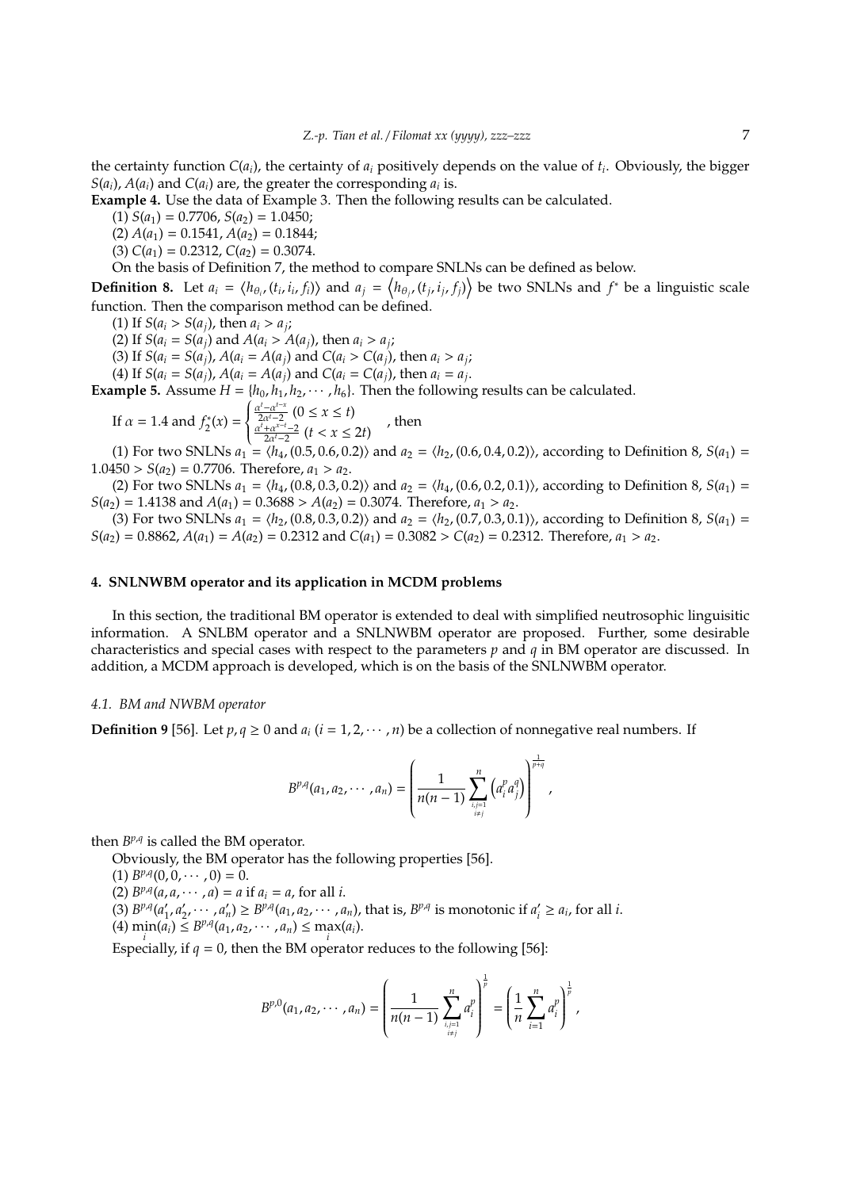the certainty function $C(a_i)$, the certainty of $a_i$ positively depends on the value of $t_i$. Obviously, the bigger $S(a_i)$, $A(a_i)$ and $C(a_i)$ are, the greater the corresponding $a_i$ is.

**Example 4.** Use the data of Example 3. Then the following results can be calculated.

(1) $S(a_1) = 0.7706$, $S(a_2) = 1.0450$;

(2) $A(a_1) = 0.1541$, $A(a_2) = 0.1844$;

(3) $C(a_1) = 0.2312$, $C(a_2) = 0.3074$.

On the basis of Definition 7, the method to compare SNLNs can be defined as below.

**Definition 8.** Let $a_i = \langle h_{\theta_i}, (t_i, i_i, f_i)\rangle$ and $a_j = \left\langle h_{\theta_j}, (t_j, i_j, f_j)\right\rangle$ be two SNLNs and $f^*$ be a linguistic scale function. Then the comparison method can be defined.

(1) If $S(a_i > S(a_j)$, then $a_i > a_j$;

(2) If $S(a_i = S(a_j)$ and $A(a_i > A(a_j)$, then $a_i > a_j$;

(3) If $S(a_i = S(a_j)$, $A(a_i = A(a_j)$ and $C(a_i > C(a_j)$, then $a_i > a_j$;

(4) If $S(a_i = S(a_j)$, $A(a_i = A(a_j)$ and $C(a_i = C(a_j)$, then $a_i = a_j$.

**Example 5.** Assume $H = \{h_0, h_1, h_2, \cdots, h_6\}$. Then the following results can be calculated.

If $\alpha = 1.4$ and $f_2^*(x) = \begin{cases} \frac{\alpha^t - \alpha^{t-x}}{2\alpha^t - 2} \ (0 \le x \le t) \\ \frac{\alpha^t + \alpha^{x-t} - 2}{2\alpha^t - 2} \ (t < x \le 2t) \end{cases}$, then

(1) For two SNLNs $a_1 = \langle h_4, (0.5, 0.6, 0.2)\rangle$ and $a_2 = \langle h_2, (0.6, 0.4, 0.2)\rangle$, according to Definition 8, $S(a_1) = 1.0450 > S(a_2) = 0.7706$. Therefore, $a_1 > a_2$.

(2) For two SNLNs $a_1 = \langle h_4, (0.8, 0.3, 0.2)\rangle$ and $a_2 = \langle h_4, (0.6, 0.2, 0.1)\rangle$, according to Definition 8, $S(a_1) = S(a_2) = 1.4138$ and $A(a_1) = 0.3688 > A(a_2) = 0.3074$. Therefore, $a_1 > a_2$.

(3) For two SNLNs $a_1 = \langle h_2, (0.8, 0.3, 0.2)\rangle$ and $a_2 = \langle h_2, (0.7, 0.3, 0.1)\rangle$, according to Definition 8, $S(a_1) = S(a_2) = 0.8862$, $A(a_1) = A(a_2) = 0.2312$ and $C(a_1) = 0.3082 > C(a_2) = 0.2312$. Therefore, $a_1 > a_2$.

## 4. SNLNWBM operator and its application in MCDM problems

In this section, the traditional BM operator is extended to deal with simplified neutrosophic linguisitic information. A SNLBM operator and a SNLNWBM operator are proposed. Further, some desirable characteristics and special cases with respect to the parameters $p$ and $q$ in BM operator are discussed. In addition, a MCDM approach is developed, which is on the basis of the SNLNWBM operator.

### 4.1. BM and NWBM operator

**Definition 9** [56]. Let $p, q \ge 0$ and $a_i$ $(i = 1, 2, \cdots, n)$ be a collection of nonnegative real numbers. If

$$B^{p,q}(a_1, a_2, \cdots, a_n) = \left( \frac{1}{n(n-1)} \sum_{\substack{i,j=1 \\ i \neq j}}^{n} \left( a_i^p a_j^q \right) \right)^{\frac{1}{p+q}},$$

then $B^{p,q}$ is called the BM operator.

Obviously, the BM operator has the following properties [56].

(1) $B^{p,q}(0, 0, \cdots, 0) = 0$.

(2) $B^{p,q}(a, a, \cdots, a) = a$ if $a_i = a$, for all $i$.

(3) $B^{p,q}(a'_1, a'_2, \cdots, a'_n) \ge B^{p,q}(a_1, a_2, \cdots, a_n)$, that is, $B^{p,q}$ is monotonic if $a'_i \ge a_i$, for all $i$.

(4) $\min_i(a_i) \le B^{p,q}(a_1, a_2, \cdots, a_n) \le \max_i(a_i)$.

Especially, if $q = 0$, then the BM operator reduces to the following [56]:

$$B^{p,0}(a_1, a_2, \cdots, a_n) = \left( \frac{1}{n(n-1)} \sum_{\substack{i,j=1 \\ i \neq j}}^{n} a_i^p \right)^{\frac{1}{p}} = \left( \frac{1}{n} \sum_{i=1}^{n} a_i^p \right)^{\frac{1}{p}},$$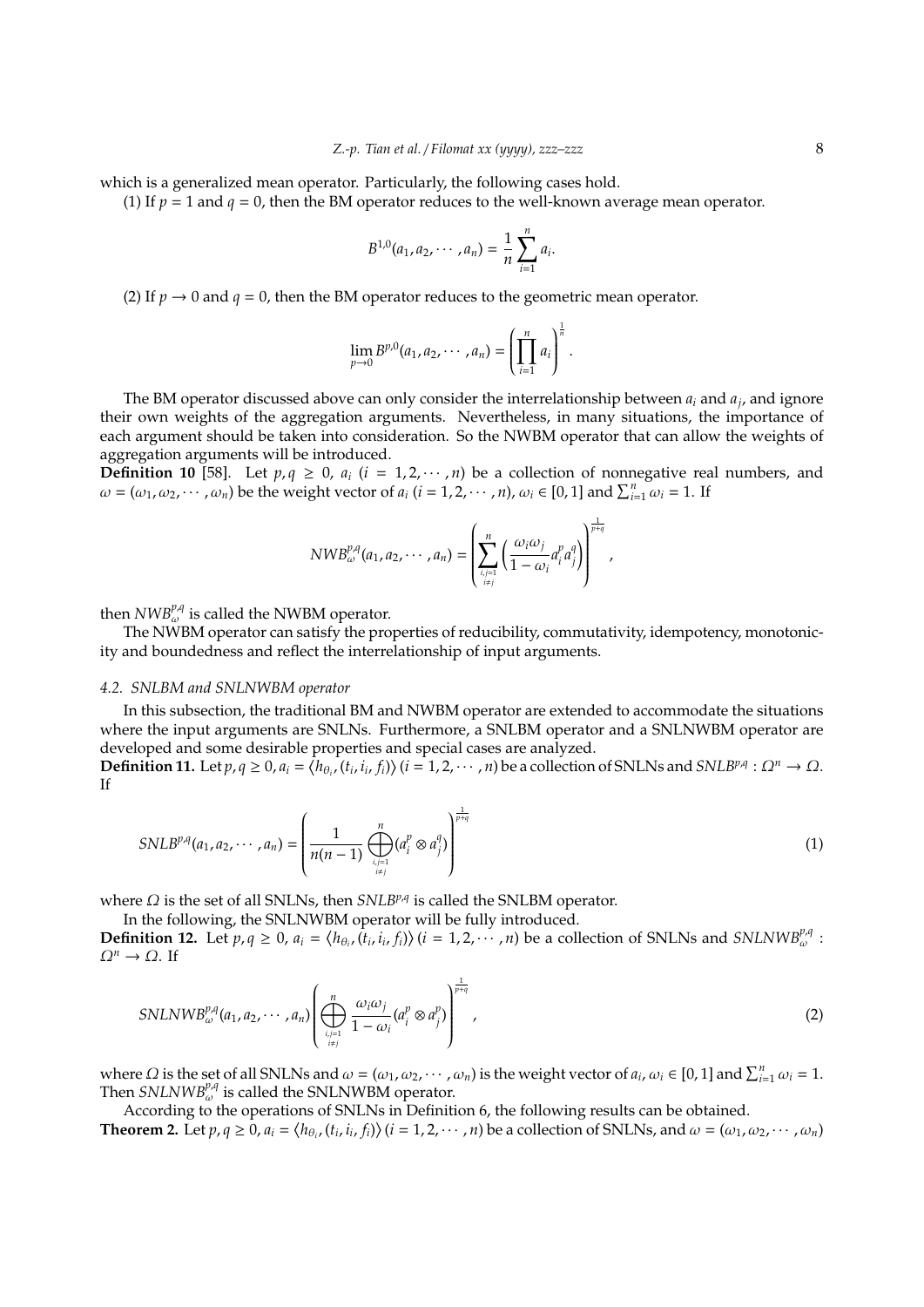which is a generalized mean operator. Particularly, the following cases hold.

(1) If $p = 1$ and $q = 0$, then the BM operator reduces to the well-known average mean operator.

$$B^{1,0}(a_1, a_2, \cdots, a_n) = \frac{1}{n} \sum_{i=1}^{n} a_i.$$

(2) If $p \to 0$ and $q = 0$, then the BM operator reduces to the geometric mean operator.

$$\lim_{p \to 0} B^{p,0}(a_1, a_2, \cdots, a_n) = \left( \prod_{i=1}^{n} a_i \right)^{\frac{1}{n}}.$$

The BM operator discussed above can only consider the interrelationship between $a_i$ and $a_j$, and ignore their own weights of the aggregation arguments. Nevertheless, in many situations, the importance of each argument should be taken into consideration. So the NWBM operator that can allow the weights of aggregation arguments will be introduced.

**Definition 10** [58]. Let $p, q \geq 0$, $a_i$ $(i = 1, 2, \cdots, n)$ be a collection of nonnegative real numbers, and $\omega = (\omega_1, \omega_2, \cdots, \omega_n)$ be the weight vector of $a_i$ $(i = 1, 2, \cdots, n)$, $\omega_i \in [0, 1]$ and $\sum_{i=1}^{n} \omega_i = 1$. If

$$NWB_{\omega}^{p,q}(a_1, a_2, \cdots, a_n) = \left( \sum_{\substack{i,j=1 \\ i \neq j}}^{n} \left( \frac{\omega_i \omega_j}{1 - \omega_i} a_i^p a_j^q \right) \right)^{\frac{1}{p+q}},$$

then $NWB_{\omega}^{p,q}$ is called the NWBM operator.

The NWBM operator can satisfy the properties of reducibility, commutativity, idempotency, monotonicity and boundedness and reflect the interrelationship of input arguments.

### 4.2. SNLBM and SNLNWBM operator

In this subsection, the traditional BM and NWBM operator are extended to accommodate the situations where the input arguments are SNLNs. Furthermore, a SNLBM operator and a SNLNWBM operator are developed and some desirable properties and special cases are analyzed.

**Definition 11.** Let $p, q \geq 0$, $a_i = \langle h_{\theta_i}, (t_i, i_i, f_i) \rangle$ $(i = 1, 2, \cdots, n)$ be a collection of SNLNs and $SNLB^{p,q} : \Omega^n \to \Omega$. If

$$SNLB^{p,q}(a_1, a_2, \cdots, a_n) = \left( \frac{1}{n(n-1)} \bigoplus_{\substack{i,j=1 \\ i \neq j}}^{n} (a_i^p \otimes a_j^q) \right)^{\frac{1}{p+q}} \tag{1}$$

where $\Omega$ is the set of all SNLNs, then $SNLB^{p,q}$ is called the SNLBM operator.

In the following, the SNLNWBM operator will be fully introduced.

**Definition 12.** Let $p, q \geq 0$, $a_i = \langle h_{\theta_i}, (t_i, i_i, f_i) \rangle$ $(i = 1, 2, \cdots, n)$ be a collection of SNLNs and $SNLNWB_{\omega}^{p,q}$ : $\Omega^n \to \Omega$. If

$$SNLNWB_{\omega}^{p,q}(a_1, a_2, \cdots, a_n) \left( \bigoplus_{\substack{i,j=1 \\ i \neq j}}^{n} \frac{\omega_i \omega_j}{1 - \omega_i} (a_i^p \otimes a_j^p) \right)^{\frac{1}{p+q}}, \tag{2}$$

where $\Omega$ is the set of all SNLNs and $\omega = (\omega_1, \omega_2, \cdots, \omega_n)$ is the weight vector of $a_i$, $\omega_i \in [0, 1]$ and $\sum_{i=1}^{n} \omega_i = 1$. Then $SNLNWB_{\omega}^{p,q}$ is called the SNLNWBM operator.

According to the operations of SNLNs in Definition 6, the following results can be obtained.

**Theorem 2.** Let $p, q \geq 0$, $a_i = \langle h_{\theta_i}, (t_i, i_i, f_i) \rangle$ $(i = 1, 2, \cdots, n)$ be a collection of SNLNs, and $\omega = (\omega_1, \omega_2, \cdots, \omega_n)$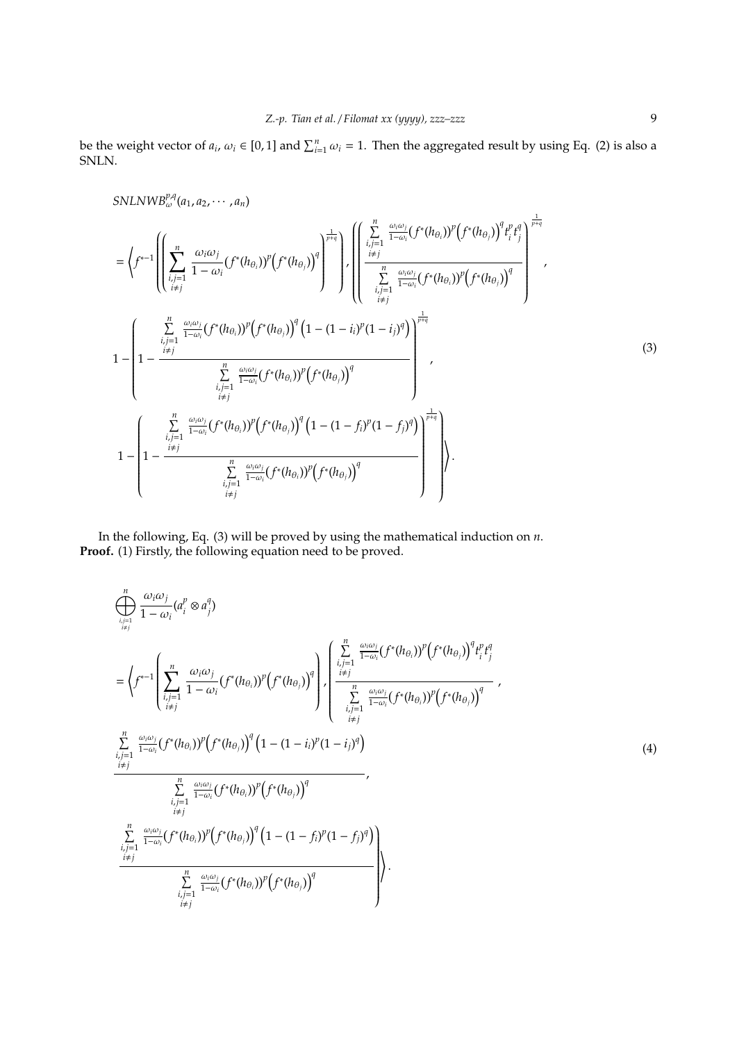be the weight vector of $a_i$, $\omega_i \in [0,1]$ and $\sum_{i=1}^{n} \omega_i = 1$. Then the aggregated result by using Eq. (2) is also a SNLN.

$$
\begin{aligned}
& SNLNWB_{\omega}^{p,q}(a_1, a_2, \cdots, a_n) \\
&= \left\langle f^{*-1}\left( \left( \sum_{\substack{i,j=1 \\ i \neq j}}^{n} \frac{\omega_i \omega_j}{1-\omega_i} (f^*(h_{\theta_i}))^p \left(f^*(h_{\theta_j})\right)^q \right)^{\frac{1}{p+q}} \right), \left( \frac{\sum\limits_{\substack{i,j=1 \\ i \neq j}}^{n} \frac{\omega_i \omega_j}{1-\omega_i} (f^*(h_{\theta_i}))^p \left(f^*(h_{\theta_j})\right)^q t_i^p t_j^q}{\sum\limits_{\substack{i,j=1 \\ i \neq j}}^{n} \frac{\omega_i \omega_j}{1-\omega_i} (f^*(h_{\theta_i}))^p \left(f^*(h_{\theta_j})\right)^q} \right)^{\frac{1}{p+q}}, \right. \\
& 1 - \left( 1 - \frac{\sum\limits_{\substack{i,j=1 \\ i \neq j}}^{n} \frac{\omega_i \omega_j}{1-\omega_i} (f^*(h_{\theta_i}))^p \left(f^*(h_{\theta_j})\right)^q \left(1 - (1-i_i)^p (1-i_j)^q\right)}{\sum\limits_{\substack{i,j=1 \\ i \neq j}}^{n} \frac{\omega_i \omega_j}{1-\omega_i} (f^*(h_{\theta_i}))^p \left(f^*(h_{\theta_j})\right)^q} \right)^{\frac{1}{p+q}}, \\
& \left. 1 - \left( 1 - \frac{\sum\limits_{\substack{i,j=1 \\ i \neq j}}^{n} \frac{\omega_i \omega_j}{1-\omega_i} (f^*(h_{\theta_i}))^p \left(f^*(h_{\theta_j})\right)^q \left(1 - (1-f_i)^p (1-f_j)^q\right)}{\sum\limits_{\substack{i,j=1 \\ i \neq j}}^{n} \frac{\omega_i \omega_j}{1-\omega_i} (f^*(h_{\theta_i}))^p \left(f^*(h_{\theta_j})\right)^q} \right)^{\frac{1}{p+q}} \right\rangle.
\end{aligned} \tag{3}
$$

In the following, Eq. (3) will be proved by using the mathematical induction on $n$.

**Proof.** (1) Firstly, the following equation need to be proved.

$$
\begin{aligned}
& \bigoplus_{\substack{i,j=1 \\ i \neq j}}^{n} \frac{\omega_i \omega_j}{1-\omega_i} (a_i^p \otimes a_j^q) \\
&= \left\langle f^{*-1}\left( \sum_{\substack{i,j=1 \\ i \neq j}}^{n} \frac{\omega_i \omega_j}{1-\omega_i} (f^*(h_{\theta_i}))^p \left(f^*(h_{\theta_j})\right)^q \right), \left( \frac{\sum\limits_{\substack{i,j=1 \\ i \neq j}}^{n} \frac{\omega_i \omega_j}{1-\omega_i} (f^*(h_{\theta_i}))^p \left(f^*(h_{\theta_j})\right)^q t_i^p t_j^q}{\sum\limits_{\substack{i,j=1 \\ i \neq j}}^{n} \frac{\omega_i \omega_j}{1-\omega_i} (f^*(h_{\theta_i}))^p \left(f^*(h_{\theta_j})\right)^q} \right), \right. \\
& \frac{\sum\limits_{\substack{i,j=1 \\ i \neq j}}^{n} \frac{\omega_i \omega_j}{1-\omega_i} (f^*(h_{\theta_i}))^p \left(f^*(h_{\theta_j})\right)^q \left(1 - (1-i_i)^p (1-i_j)^q\right)}{\sum\limits_{\substack{i,j=1 \\ i \neq j}}^{n} \frac{\omega_i \omega_j}{1-\omega_i} (f^*(h_{\theta_i}))^p \left(f^*(h_{\theta_j})\right)^q}, \\
& \left. \frac{\sum\limits_{\substack{i,j=1 \\ i \neq j}}^{n} \frac{\omega_i \omega_j}{1-\omega_i} (f^*(h_{\theta_i}))^p \left(f^*(h_{\theta_j})\right)^q \left(1 - (1-f_i)^p (1-f_j)^q\right)}{\sum\limits_{\substack{i,j=1 \\ i \neq j}}^{n} \frac{\omega_i \omega_j}{1-\omega_i} (f^*(h_{\theta_i}))^p \left(f^*(h_{\theta_j})\right)^q} \right\rangle.
\end{aligned} \tag{4}
$$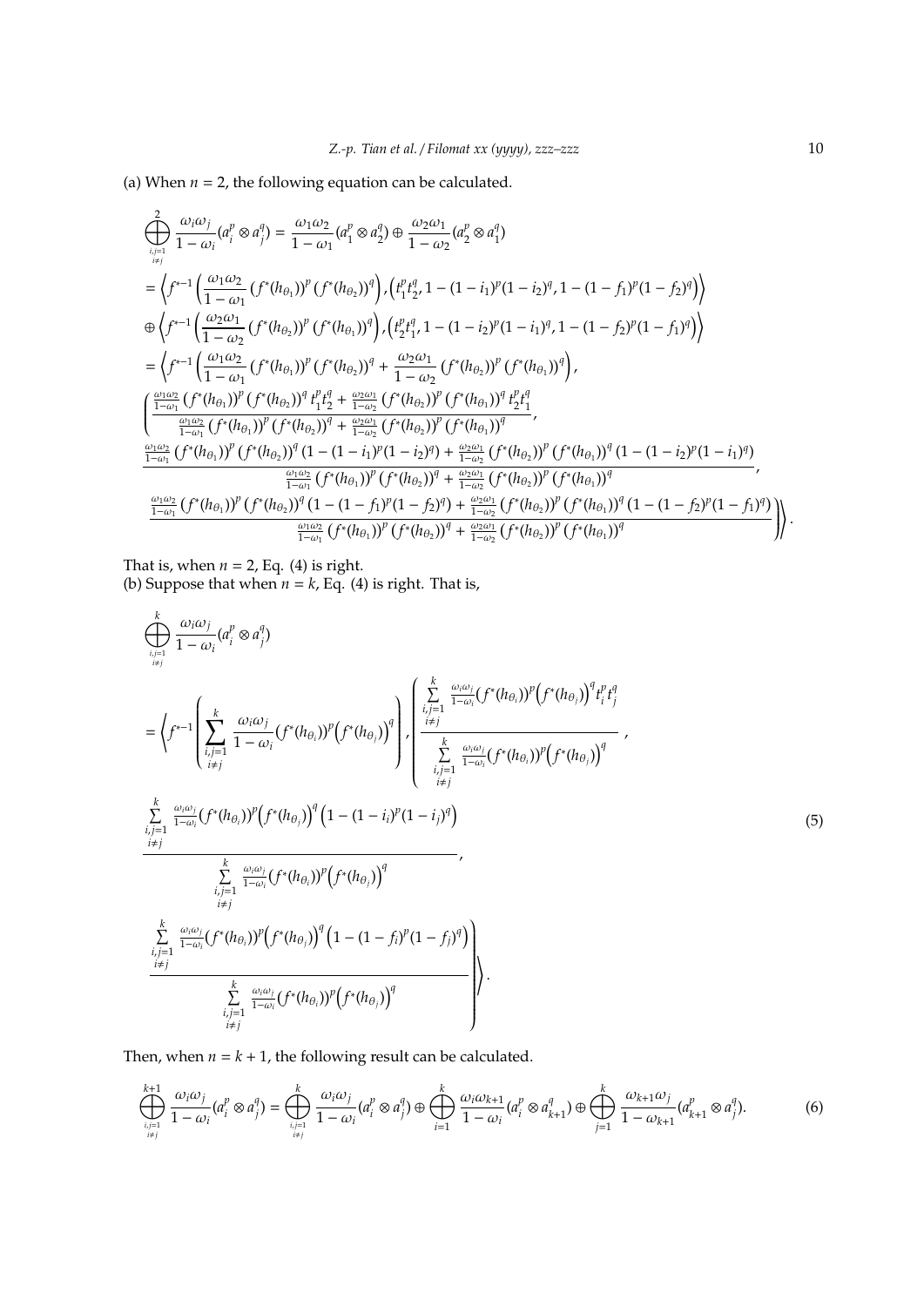(a) When $n = 2$, the following equation can be calculated.

$$
\begin{aligned}
&\bigoplus_{\substack{i,j=1 \\ i \neq j}}^{2} \frac{\omega_i \omega_j}{1-\omega_i}(a_i^p \otimes a_j^q) = \frac{\omega_1 \omega_2}{1-\omega_1}(a_1^p \otimes a_2^q) \oplus \frac{\omega_2 \omega_1}{1-\omega_2}(a_2^p \otimes a_1^q) \\
&= \left\langle f^{*-1}\left(\frac{\omega_1\omega_2}{1-\omega_1}\left(f^*(h_{\theta_1})\right)^p\left(f^*(h_{\theta_2})\right)^q\right), \left(t_1^p t_2^q, 1-(1-i_1)^p(1-i_2)^q, 1-(1-f_1)^p(1-f_2)^q\right)\right\rangle \\
&\oplus \left\langle f^{*-1}\left(\frac{\omega_2\omega_1}{1-\omega_2}\left(f^*(h_{\theta_2})\right)^p\left(f^*(h_{\theta_1})\right)^q\right), \left(t_2^p t_1^q, 1-(1-i_2)^p(1-i_1)^q, 1-(1-f_2)^p(1-f_1)^q\right)\right\rangle \\
&= \left\langle f^{*-1}\left(\frac{\omega_1\omega_2}{1-\omega_1}\left(f^*(h_{\theta_1})\right)^p\left(f^*(h_{\theta_2})\right)^q + \frac{\omega_2\omega_1}{1-\omega_2}\left(f^*(h_{\theta_2})\right)^p\left(f^*(h_{\theta_1})\right)^q\right),\right. \\
&\left(\frac{\frac{\omega_1\omega_2}{1-\omega_1}\left(f^*(h_{\theta_1})\right)^p\left(f^*(h_{\theta_2})\right)^q t_1^p t_2^q + \frac{\omega_2\omega_1}{1-\omega_2}\left(f^*(h_{\theta_2})\right)^p\left(f^*(h_{\theta_1})\right)^q t_2^p t_1^q}{\frac{\omega_1\omega_2}{1-\omega_1}\left(f^*(h_{\theta_1})\right)^p\left(f^*(h_{\theta_2})\right)^q + \frac{\omega_2\omega_1}{1-\omega_2}\left(f^*(h_{\theta_2})\right)^p\left(f^*(h_{\theta_1})\right)^q},\right. \\
&\frac{\frac{\omega_1\omega_2}{1-\omega_1}\left(f^*(h_{\theta_1})\right)^p\left(f^*(h_{\theta_2})\right)^q\left(1-(1-i_1)^p(1-i_2)^q\right) + \frac{\omega_2\omega_1}{1-\omega_2}\left(f^*(h_{\theta_2})\right)^p\left(f^*(h_{\theta_1})\right)^q\left(1-(1-i_2)^p(1-i_1)^q\right)}{\frac{\omega_1\omega_2}{1-\omega_1}\left(f^*(h_{\theta_1})\right)^p\left(f^*(h_{\theta_2})\right)^q + \frac{\omega_2\omega_1}{1-\omega_2}\left(f^*(h_{\theta_2})\right)^p\left(f^*(h_{\theta_1})\right)^q}, \\
&\left.\left.\frac{\frac{\omega_1\omega_2}{1-\omega_1}\left(f^*(h_{\theta_1})\right)^p\left(f^*(h_{\theta_2})\right)^q\left(1-(1-f_1)^p(1-f_2)^q\right) + \frac{\omega_2\omega_1}{1-\omega_2}\left(f^*(h_{\theta_2})\right)^p\left(f^*(h_{\theta_1})\right)^q\left(1-(1-f_2)^p(1-f_1)^q\right)}{\frac{\omega_1\omega_2}{1-\omega_1}\left(f^*(h_{\theta_1})\right)^p\left(f^*(h_{\theta_2})\right)^q + \frac{\omega_2\omega_1}{1-\omega_2}\left(f^*(h_{\theta_2})\right)^p\left(f^*(h_{\theta_1})\right)^q}\right)\right\rangle.
\end{aligned}
$$

That is, when $n = 2$, Eq. (4) is right.
(b) Suppose that when $n = k$, Eq. (4) is right. That is,

$$
\begin{aligned}
&\bigoplus_{\substack{i,j=1 \\ i \neq j}}^{k} \frac{\omega_i \omega_j}{1-\omega_i}(a_i^p \otimes a_j^q) \\
&= \left\langle f^{*-1}\left(\sum_{\substack{i,j=1 \\ i \neq j}}^{k} \frac{\omega_i\omega_j}{1-\omega_i}\left(f^*(h_{\theta_i})\right)^p\left(f^*(h_{\theta_j})\right)^q\right), \left(\frac{\sum\limits_{\substack{i,j=1 \\ i \neq j}}^{k} \frac{\omega_i\omega_j}{1-\omega_i}\left(f^*(h_{\theta_i})\right)^p\left(f^*(h_{\theta_j})\right)^q t_i^p t_j^q}{\sum\limits_{\substack{i,j=1 \\ i \neq j}}^{k} \frac{\omega_i\omega_j}{1-\omega_i}\left(f^*(h_{\theta_i})\right)^p\left(f^*(h_{\theta_j})\right)^q},\right.\right. \\
&\frac{\sum\limits_{\substack{i,j=1 \\ i \neq j}}^{k} \frac{\omega_i\omega_j}{1-\omega_i}\left(f^*(h_{\theta_i})\right)^p\left(f^*(h_{\theta_j})\right)^q\left(1-(1-i_i)^p(1-i_j)^q\right)}{\sum\limits_{\substack{i,j=1 \\ i \neq j}}^{k} \frac{\omega_i\omega_j}{1-\omega_i}\left(f^*(h_{\theta_i})\right)^p\left(f^*(h_{\theta_j})\right)^q}, \\
&\left.\left.\frac{\sum\limits_{\substack{i,j=1 \\ i \neq j}}^{k} \frac{\omega_i\omega_j}{1-\omega_i}\left(f^*(h_{\theta_i})\right)^p\left(f^*(h_{\theta_j})\right)^q\left(1-(1-f_i)^p(1-f_j)^q\right)}{\sum\limits_{\substack{i,j=1 \\ i \neq j}}^{k} \frac{\omega_i\omega_j}{1-\omega_i}\left(f^*(h_{\theta_i})\right)^p\left(f^*(h_{\theta_j})\right)^q}\right)\right\rangle.
\end{aligned}
\tag{5}
$$

Then, when $n = k + 1$, the following result can be calculated.

$$
\bigoplus_{\substack{i,j=1 \\ i \neq j}}^{k+1} \frac{\omega_i \omega_j}{1-\omega_i}(a_i^p \otimes a_j^q) = \bigoplus_{\substack{i,j=1 \\ i \neq j}}^{k} \frac{\omega_i \omega_j}{1-\omega_i}(a_i^p \otimes a_j^q) \oplus \bigoplus_{i=1}^{k} \frac{\omega_i \omega_{k+1}}{1-\omega_i}(a_i^p \otimes a_{k+1}^q) \oplus \bigoplus_{j=1}^{k} \frac{\omega_{k+1} \omega_j}{1-\omega_{k+1}}(a_{k+1}^p \otimes a_j^q). \tag{6}
$$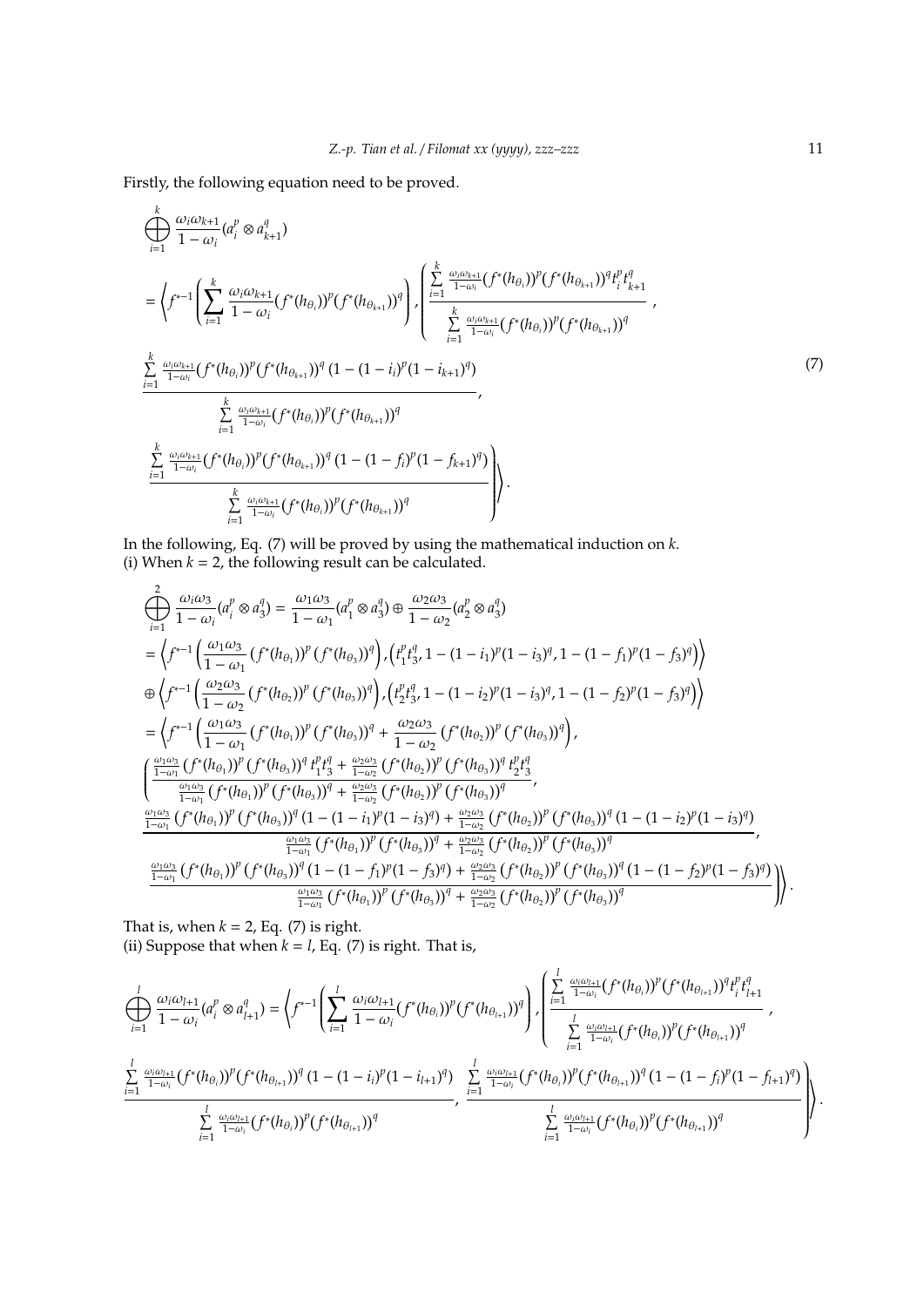Firstly, the following equation need to be proved.

$$
\begin{aligned}
&\bigoplus_{i=1}^{k} \frac{\omega_i \omega_{k+1}}{1-\omega_i}(a_i^p \otimes a_{k+1}^q) \\
&= \left\langle f^{*-1}\left(\sum_{i=1}^{k} \frac{\omega_i \omega_{k+1}}{1-\omega_i}(f^*(h_{\theta_i}))^p (f^*(h_{\theta_{k+1}}))^q\right), \left(\frac{\sum_{i=1}^{k} \frac{\omega_i\omega_{k+1}}{1-\omega_i}(f^*(h_{\theta_i}))^p(f^*(h_{\theta_{k+1}}))^q t_i^p t_{k+1}^q}{\sum_{i=1}^{k} \frac{\omega_i\omega_{k+1}}{1-\omega_i}(f^*(h_{\theta_i}))^p(f^*(h_{\theta_{k+1}}))^q},\right.\right. \\
&\frac{\sum_{i=1}^{k} \frac{\omega_i\omega_{k+1}}{1-\omega_i}(f^*(h_{\theta_i}))^p(f^*(h_{\theta_{k+1}}))^q\,(1-(1-i_i)^p(1-i_{k+1})^q)}{\sum_{i=1}^{k} \frac{\omega_i\omega_{k+1}}{1-\omega_i}(f^*(h_{\theta_i}))^p(f^*(h_{\theta_{k+1}}))^q}, \\
&\left.\left.\frac{\sum_{i=1}^{k} \frac{\omega_i\omega_{k+1}}{1-\omega_i}(f^*(h_{\theta_i}))^p(f^*(h_{\theta_{k+1}}))^q\,(1-(1-f_i)^p(1-f_{k+1})^q)}{\sum_{i=1}^{k} \frac{\omega_i\omega_{k+1}}{1-\omega_i}(f^*(h_{\theta_i}))^p(f^*(h_{\theta_{k+1}}))^q}\right)\right\rangle.
\end{aligned}
\tag{7}
$$

In the following, Eq. (7) will be proved by using the mathematical induction on $k$.
(i) When $k = 2$, the following result can be calculated.

$$
\begin{aligned}
&\bigoplus_{i=1}^{2} \frac{\omega_i \omega_3}{1-\omega_i}(a_i^p \otimes a_3^q) = \frac{\omega_1\omega_3}{1-\omega_1}(a_1^p \otimes a_3^q) \oplus \frac{\omega_2\omega_3}{1-\omega_2}(a_2^p \otimes a_3^q) \\
&= \left\langle f^{*-1}\left(\frac{\omega_1\omega_3}{1-\omega_1}(f^*(h_{\theta_1}))^p(f^*(h_{\theta_3}))^q\right), \left(t_1^p t_3^q, 1-(1-i_1)^p(1-i_3)^q, 1-(1-f_1)^p(1-f_3)^q\right)\right\rangle \\
&\oplus \left\langle f^{*-1}\left(\frac{\omega_2\omega_3}{1-\omega_2}(f^*(h_{\theta_2}))^p(f^*(h_{\theta_3}))^q\right), \left(t_2^p t_3^q, 1-(1-i_2)^p(1-i_3)^q, 1-(1-f_2)^p(1-f_3)^q\right)\right\rangle \\
&= \left\langle f^{*-1}\left(\frac{\omega_1\omega_3}{1-\omega_1}(f^*(h_{\theta_1}))^p(f^*(h_{\theta_3}))^q + \frac{\omega_2\omega_3}{1-\omega_2}(f^*(h_{\theta_2}))^p(f^*(h_{\theta_3}))^q\right),\right. \\
&\left(\frac{\frac{\omega_1\omega_3}{1-\omega_1}(f^*(h_{\theta_1}))^p(f^*(h_{\theta_3}))^q t_1^p t_3^q + \frac{\omega_2\omega_3}{1-\omega_2}(f^*(h_{\theta_2}))^p(f^*(h_{\theta_3}))^q t_2^p t_3^q}{\frac{\omega_1\omega_3}{1-\omega_1}(f^*(h_{\theta_1}))^p(f^*(h_{\theta_3}))^q + \frac{\omega_2\omega_3}{1-\omega_2}(f^*(h_{\theta_2}))^p(f^*(h_{\theta_3}))^q},\right. \\
&\frac{\frac{\omega_1\omega_3}{1-\omega_1}(f^*(h_{\theta_1}))^p(f^*(h_{\theta_3}))^q(1-(1-i_1)^p(1-i_3)^q) + \frac{\omega_2\omega_3}{1-\omega_2}(f^*(h_{\theta_2}))^p(f^*(h_{\theta_3}))^q(1-(1-i_2)^p(1-i_3)^q)}{\frac{\omega_1\omega_3}{1-\omega_1}(f^*(h_{\theta_1}))^p(f^*(h_{\theta_3}))^q + \frac{\omega_2\omega_3}{1-\omega_2}(f^*(h_{\theta_2}))^p(f^*(h_{\theta_3}))^q}, \\
&\left.\left.\frac{\frac{\omega_1\omega_3}{1-\omega_1}(f^*(h_{\theta_1}))^p(f^*(h_{\theta_3}))^q(1-(1-f_1)^p(1-f_3)^q) + \frac{\omega_2\omega_3}{1-\omega_2}(f^*(h_{\theta_2}))^p(f^*(h_{\theta_3}))^q(1-(1-f_2)^p(1-f_3)^q)}{\frac{\omega_1\omega_3}{1-\omega_1}(f^*(h_{\theta_1}))^p(f^*(h_{\theta_3}))^q + \frac{\omega_2\omega_3}{1-\omega_2}(f^*(h_{\theta_2}))^p(f^*(h_{\theta_3}))^q}\right)\right\rangle.
\end{aligned}
$$

That is, when $k = 2$, Eq. (7) is right.
(ii) Suppose that when $k = l$, Eq. (7) is right. That is,

$$
\begin{aligned}
&\bigoplus_{i=1}^{l} \frac{\omega_i \omega_{l+1}}{1-\omega_i}(a_i^p \otimes a_{l+1}^q) = \left\langle f^{*-1}\left(\sum_{i=1}^{l} \frac{\omega_i \omega_{l+1}}{1-\omega_i}(f^*(h_{\theta_i}))^p (f^*(h_{\theta_{l+1}}))^q\right), \left(\frac{\sum_{i=1}^{l} \frac{\omega_i\omega_{l+1}}{1-\omega_i}(f^*(h_{\theta_i}))^p(f^*(h_{\theta_{l+1}}))^q t_i^p t_{l+1}^q}{\sum_{i=1}^{l} \frac{\omega_i\omega_{l+1}}{1-\omega_i}(f^*(h_{\theta_i}))^p(f^*(h_{\theta_{l+1}}))^q},\right.\right. \\
&\left.\left.\frac{\sum_{i=1}^{l} \frac{\omega_i\omega_{l+1}}{1-\omega_i}(f^*(h_{\theta_i}))^p(f^*(h_{\theta_{l+1}}))^q\,(1-(1-i_i)^p(1-i_{l+1})^q)}{\sum_{i=1}^{l} \frac{\omega_i\omega_{l+1}}{1-\omega_i}(f^*(h_{\theta_i}))^p(f^*(h_{\theta_{l+1}}))^q}, \frac{\sum_{i=1}^{l} \frac{\omega_i\omega_{l+1}}{1-\omega_i}(f^*(h_{\theta_i}))^p(f^*(h_{\theta_{l+1}}))^q\,(1-(1-f_i)^p(1-f_{l+1})^q)}{\sum_{i=1}^{l} \frac{\omega_i\omega_{l+1}}{1-\omega_i}(f^*(h_{\theta_i}))^p(f^*(h_{\theta_{l+1}}))^q}\right)\right\rangle.
\end{aligned}
$$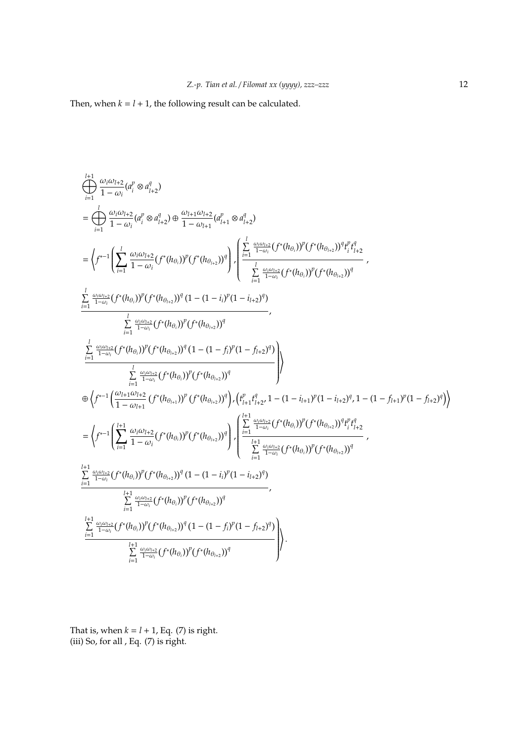Then, when $k = l + 1$, the following result can be calculated.

$$
\begin{aligned}
&\bigoplus_{i=1}^{l+1} \frac{\omega_i \omega_{l+2}}{1-\omega_i}(a_i^p \otimes a_{l+2}^q) \\
&= \bigoplus_{i=1}^{l} \frac{\omega_i \omega_{l+2}}{1-\omega_i}(a_i^p \otimes a_{l+2}^q) \oplus \frac{\omega_{l+1} \omega_{l+2}}{1-\omega_{l+1}}(a_{l+1}^p \otimes a_{l+2}^q) \\
&= \left\langle f^{*-1}\left(\sum_{i=1}^{l} \frac{\omega_i \omega_{l+2}}{1-\omega_i}\left(f^*(h_{\theta_i})\right)^p \left(f^*(h_{\theta_{l+2}})\right)^q\right), \left(\frac{\sum\limits_{i=1}^{l} \frac{\omega_i \omega_{l+2}}{1-\omega_i}\left(f^*(h_{\theta_i})\right)^p \left(f^*(h_{\theta_{l+2}})\right)^q t_i^p t_{l+2}^q}{\sum\limits_{i=1}^{l} \frac{\omega_i \omega_{l+2}}{1-\omega_i}\left(f^*(h_{\theta_i})\right)^p \left(f^*(h_{\theta_{l+2}})\right)^q},\right.\right. \\
&\frac{\sum\limits_{i=1}^{l} \frac{\omega_i \omega_{l+2}}{1-\omega_i}\left(f^*(h_{\theta_i})\right)^p \left(f^*(h_{\theta_{l+2}})\right)^q \left(1-(1-i_i)^p(1-i_{l+2})^q\right)}{\sum\limits_{i=1}^{l} \frac{\omega_i \omega_{l+2}}{1-\omega_i}\left(f^*(h_{\theta_i})\right)^p \left(f^*(h_{\theta_{l+2}})\right)^q}, \\
&\left.\left.\frac{\sum\limits_{i=1}^{l} \frac{\omega_i \omega_{l+2}}{1-\omega_i}\left(f^*(h_{\theta_i})\right)^p \left(f^*(h_{\theta_{l+2}})\right)^q \left(1-(1-f_i)^p(1-f_{l+2})^q\right)}{\sum\limits_{i=1}^{l} \frac{\omega_i \omega_{l+2}}{1-\omega_i}\left(f^*(h_{\theta_i})\right)^p \left(f^*(h_{\theta_{l+2}})\right)^q}\right)\right\rangle \\
&\oplus \left\langle f^{*-1}\left(\frac{\omega_{l+1}\omega_{l+2}}{1-\omega_{l+1}}\left(f^*(h_{\theta_{l+1}})\right)^p \left(f^*(h_{\theta_{l+2}})\right)^q\right), \left(t_{l+1}^p t_{l+2}^q, 1-(1-i_{l+1})^p(1-i_{l+2})^q, 1-(1-f_{l+1})^p(1-f_{l+2})^q\right)\right\rangle \\
&= \left\langle f^{*-1}\left(\sum_{i=1}^{l+1} \frac{\omega_i \omega_{l+2}}{1-\omega_i}\left(f^*(h_{\theta_i})\right)^p \left(f^*(h_{\theta_{l+2}})\right)^q\right), \left(\frac{\sum\limits_{i=1}^{l+1} \frac{\omega_i \omega_{l+2}}{1-\omega_i}\left(f^*(h_{\theta_i})\right)^p \left(f^*(h_{\theta_{l+2}})\right)^q t_i^p t_{l+2}^q}{\sum\limits_{i=1}^{l+1} \frac{\omega_i \omega_{l+2}}{1-\omega_i}\left(f^*(h_{\theta_i})\right)^p \left(f^*(h_{\theta_{l+2}})\right)^q},\right.\right. \\
&\frac{\sum\limits_{i=1}^{l+1} \frac{\omega_i \omega_{l+2}}{1-\omega_i}\left(f^*(h_{\theta_i})\right)^p \left(f^*(h_{\theta_{l+2}})\right)^q \left(1-(1-i_i)^p(1-i_{l+2})^q\right)}{\sum\limits_{i=1}^{l+1} \frac{\omega_i \omega_{l+2}}{1-\omega_i}\left(f^*(h_{\theta_i})\right)^p \left(f^*(h_{\theta_{l+2}})\right)^q}, \\
&\left.\left.\frac{\sum\limits_{i=1}^{l+1} \frac{\omega_i \omega_{l+2}}{1-\omega_i}\left(f^*(h_{\theta_i})\right)^p \left(f^*(h_{\theta_{l+2}})\right)^q \left(1-(1-f_i)^p(1-f_{l+2})^q\right)}{\sum\limits_{i=1}^{l+1} \frac{\omega_i \omega_{l+2}}{1-\omega_i}\left(f^*(h_{\theta_i})\right)^p \left(f^*(h_{\theta_{l+2}})\right)^q}\right)\right\rangle.
\end{aligned}
$$

That is, when $k = l + 1$, Eq. (7) is right.
(iii) So, for all , Eq. (7) is right.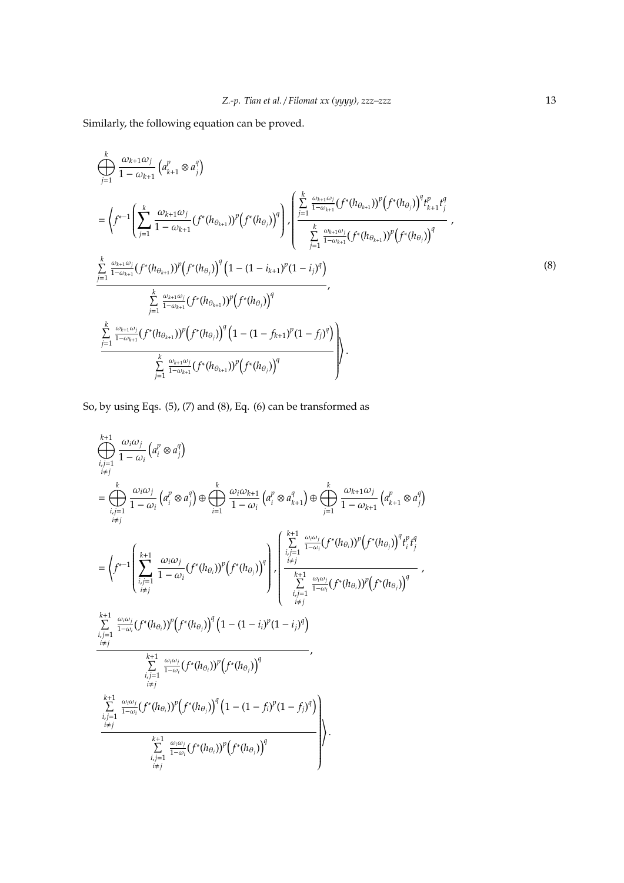Similarly, the following equation can be proved.

$$
\begin{aligned}
&\bigoplus_{j=1}^{k} \frac{\omega_{k+1}\omega_j}{1-\omega_{k+1}} \left(a_{k+1}^p \otimes a_j^q\right) \\
&= \left\langle f^{*-1}\left(\sum_{j=1}^{k} \frac{\omega_{k+1}\omega_j}{1-\omega_{k+1}} (f^*(h_{\theta_{k+1}}))^p \left(f^*(h_{\theta_j})\right)^q\right), \left(\frac{\sum\limits_{j=1}^{k} \frac{\omega_{k+1}\omega_j}{1-\omega_{k+1}} (f^*(h_{\theta_{k+1}}))^p \left(f^*(h_{\theta_j})\right)^q t_{k+1}^p t_j^q}{\sum\limits_{j=1}^{k} \frac{\omega_{k+1}\omega_j}{1-\omega_{k+1}} (f^*(h_{\theta_{k+1}}))^p \left(f^*(h_{\theta_j})\right)^q}, \right.\right. \\
&\frac{\sum\limits_{j=1}^{k} \frac{\omega_{k+1}\omega_j}{1-\omega_{k+1}} (f^*(h_{\theta_{k+1}}))^p \left(f^*(h_{\theta_j})\right)^q \left(1-(1-i_{k+1})^p(1-i_j)^q\right)}{\sum\limits_{j=1}^{k} \frac{\omega_{k+1}\omega_j}{1-\omega_{k+1}} (f^*(h_{\theta_{k+1}}))^p \left(f^*(h_{\theta_j})\right)^q}, \\
&\left.\left.\frac{\sum\limits_{j=1}^{k} \frac{\omega_{k+1}\omega_j}{1-\omega_{k+1}} (f^*(h_{\theta_{k+1}}))^p \left(f^*(h_{\theta_j})\right)^q \left(1-(1-f_{k+1})^p(1-f_j)^q\right)}{\sum\limits_{j=1}^{k} \frac{\omega_{k+1}\omega_j}{1-\omega_{k+1}} (f^*(h_{\theta_{k+1}}))^p \left(f^*(h_{\theta_j})\right)^q}\right)\right\rangle.
\end{aligned}
\tag{8}
$$

So, by using Eqs. (5), (7) and (8), Eq. (6) can be transformed as

$$
\begin{aligned}
&\bigoplus_{\substack{i,j=1\\ i\neq j}}^{k+1} \frac{\omega_i\omega_j}{1-\omega_i} \left(a_i^p \otimes a_j^q\right) \\
&= \bigoplus_{\substack{i,j=1\\ i\neq j}}^{k} \frac{\omega_i\omega_j}{1-\omega_i} \left(a_i^p \otimes a_j^q\right) \oplus \bigoplus_{i=1}^{k} \frac{\omega_i\omega_{k+1}}{1-\omega_i} \left(a_i^p \otimes a_{k+1}^q\right) \oplus \bigoplus_{j=1}^{k} \frac{\omega_{k+1}\omega_j}{1-\omega_{k+1}} \left(a_{k+1}^p \otimes a_j^q\right) \\
&= \left\langle f^{*-1}\left(\sum_{\substack{i,j=1\\ i\neq j}}^{k+1} \frac{\omega_i\omega_j}{1-\omega_i} (f^*(h_{\theta_i}))^p \left(f^*(h_{\theta_j})\right)^q\right), \left(\frac{\sum\limits_{\substack{i,j=1\\ i\neq j}}^{k+1} \frac{\omega_i\omega_j}{1-\omega_i} (f^*(h_{\theta_i}))^p \left(f^*(h_{\theta_j})\right)^q t_i^p t_j^q}{\sum\limits_{\substack{i,j=1\\ i\neq j}}^{k+1} \frac{\omega_i\omega_j}{1-\omega_i} (f^*(h_{\theta_i}))^p \left(f^*(h_{\theta_j})\right)^q}, \right.\right. \\
&\frac{\sum\limits_{\substack{i,j=1\\ i\neq j}}^{k+1} \frac{\omega_i\omega_j}{1-\omega_i} (f^*(h_{\theta_i}))^p \left(f^*(h_{\theta_j})\right)^q \left(1-(1-i_i)^p(1-i_j)^q\right)}{\sum\limits_{\substack{i,j=1\\ i\neq j}}^{k+1} \frac{\omega_i\omega_j}{1-\omega_i} (f^*(h_{\theta_i}))^p \left(f^*(h_{\theta_j})\right)^q}, \\
&\left.\left.\frac{\sum\limits_{\substack{i,j=1\\ i\neq j}}^{k+1} \frac{\omega_i\omega_j}{1-\omega_i} (f^*(h_{\theta_i}))^p \left(f^*(h_{\theta_j})\right)^q \left(1-(1-f_i)^p(1-f_j)^q\right)}{\sum\limits_{\substack{i,j=1\\ i\neq j}}^{k+1} \frac{\omega_i\omega_j}{1-\omega_i} (f^*(h_{\theta_i}))^p \left(f^*(h_{\theta_j})\right)^q}\right)\right\rangle.
\end{aligned}
$$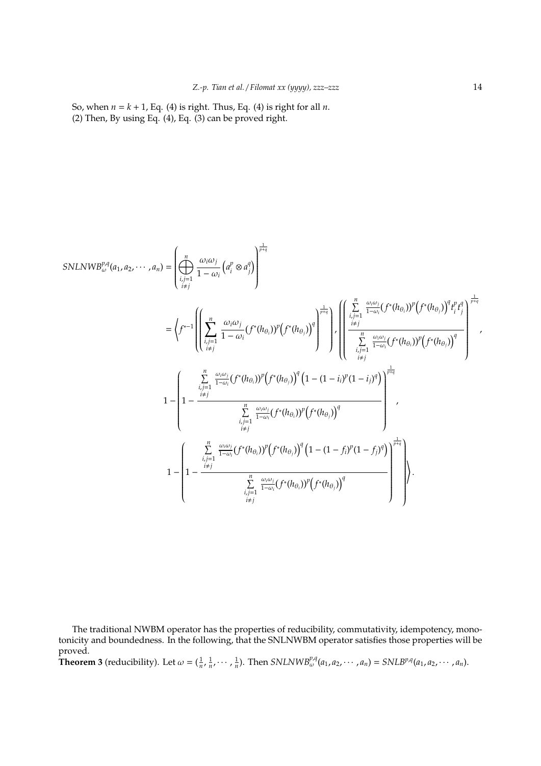So, when $n = k+1$, Eq. (4) is right. Thus, Eq. (4) is right for all $n$.
(2) Then, By using Eq. (4), Eq. (3) can be proved right.

$$
\begin{aligned}
SNLNWB_{\omega}^{p,q}(a_1, a_2, \cdots, a_n) &= \left( \bigoplus_{\substack{i,j=1 \\ i \neq j}}^{n} \frac{\omega_i \omega_j}{1-\omega_i} \left( a_i^p \otimes a_j^q \right) \right)^{\frac{1}{p+q}} \\
&= \left\langle f^{*-1}\left( \left( \sum_{\substack{i,j=1 \\ i \neq j}}^{n} \frac{\omega_i \omega_j}{1-\omega_i} (f^*(h_{\theta_i}))^p \left( f^*(h_{\theta_j}) \right)^q \right)^{\frac{1}{p+q}} \right), \left( \frac{\sum\limits_{\substack{i,j=1 \\ i \neq j}}^{n} \frac{\omega_i \omega_j}{1-\omega_i} (f^*(h_{\theta_i}))^p \left( f^*(h_{\theta_j}) \right)^q t_i^p t_j^q}{\sum\limits_{\substack{i,j=1 \\ i \neq j}}^{n} \frac{\omega_i \omega_j}{1-\omega_i} (f^*(h_{\theta_i}))^p \left( f^*(h_{\theta_j}) \right)^q} \right)^{\frac{1}{p+q}}, \right. \\
&\quad 1 - \left( 1 - \frac{\sum\limits_{\substack{i,j=1 \\ i \neq j}}^{n} \frac{\omega_i \omega_j}{1-\omega_i} (f^*(h_{\theta_i}))^p \left( f^*(h_{\theta_j}) \right)^q \left( 1 - (1-i_i)^p (1-i_j)^q \right)}{\sum\limits_{\substack{i,j=1 \\ i \neq j}}^{n} \frac{\omega_i \omega_j}{1-\omega_i} (f^*(h_{\theta_i}))^p \left( f^*(h_{\theta_j}) \right)^q} \right)^{\frac{1}{p+q}}, \\
&\quad \left. 1 - \left( 1 - \frac{\sum\limits_{\substack{i,j=1 \\ i \neq j}}^{n} \frac{\omega_i \omega_j}{1-\omega_i} (f^*(h_{\theta_i}))^p \left( f^*(h_{\theta_j}) \right)^q \left( 1 - (1-f_i)^p (1-f_j)^q \right)}{\sum\limits_{\substack{i,j=1 \\ i \neq j}}^{n} \frac{\omega_i \omega_j}{1-\omega_i} (f^*(h_{\theta_i}))^p \left( f^*(h_{\theta_j}) \right)^q} \right)^{\frac{1}{p+q}} \right\rangle.
\end{aligned}
$$

The traditional NWBM operator has the properties of reducibility, commutativity, idempotency, monotonicity and boundedness. In the following, that the SNLNWBM operator satisfies those properties will be proved.

**Theorem 3** (reducibility). Let $\omega = (\frac{1}{n}, \frac{1}{n}, \cdots, \frac{1}{n})$. Then $SNLNWB_{\omega}^{p,q}(a_1, a_2, \cdots, a_n) = SNLB^{p,q}(a_1, a_2, \cdots, a_n)$.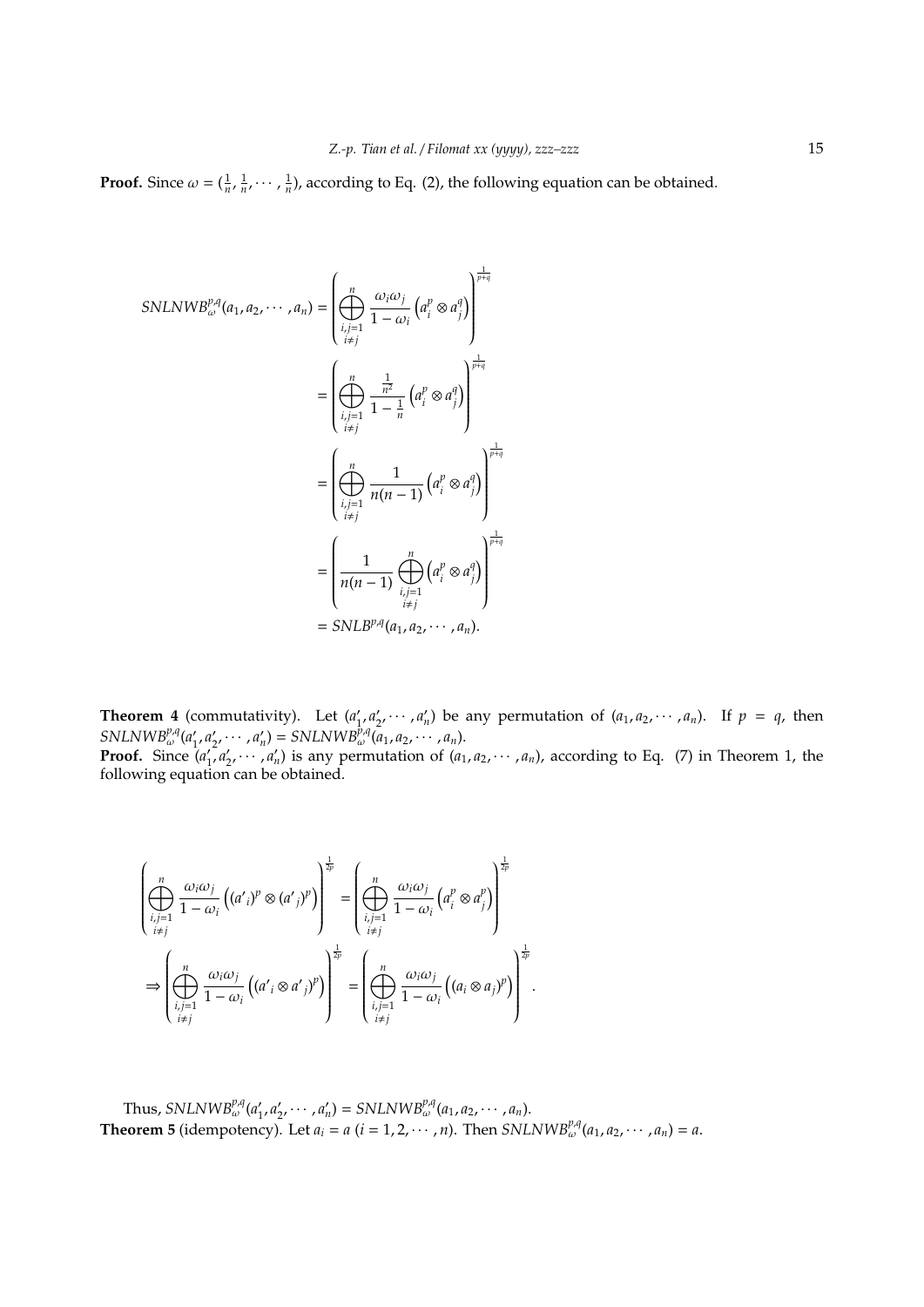**Proof.** Since $\omega = (\frac{1}{n}, \frac{1}{n}, \cdots, \frac{1}{n})$, according to Eq. (2), the following equation can be obtained.

$$
\begin{aligned}
SNLNWB_{\omega}^{p,q}(a_1, a_2, \cdots, a_n) &= \left( \bigoplus_{\substack{i,j=1 \\ i \neq j}}^{n} \frac{\omega_i \omega_j}{1 - \omega_i} \left( a_i^p \otimes a_j^q \right) \right)^{\frac{1}{p+q}} \\
&= \left( \bigoplus_{\substack{i,j=1 \\ i \neq j}}^{n} \frac{\frac{1}{n^2}}{1 - \frac{1}{n}} \left( a_i^p \otimes a_j^q \right) \right)^{\frac{1}{p+q}} \\
&= \left( \bigoplus_{\substack{i,j=1 \\ i \neq j}}^{n} \frac{1}{n(n-1)} \left( a_i^p \otimes a_j^q \right) \right)^{\frac{1}{p+q}} \\
&= \left( \frac{1}{n(n-1)} \bigoplus_{\substack{i,j=1 \\ i \neq j}}^{n} \left( a_i^p \otimes a_j^q \right) \right)^{\frac{1}{p+q}} \\
&= SNLB^{p,q}(a_1, a_2, \cdots, a_n).
\end{aligned}
$$

**Theorem 4** (commutativity). Let $(a'_1, a'_2, \cdots, a'_n)$ be any permutation of $(a_1, a_2, \cdots, a_n)$. If $p = q$, then $SNLNWB_{\omega}^{p,q}(a'_1, a'_2, \cdots, a'_n) = SNLNWB_{\omega}^{p,q}(a_1, a_2, \cdots, a_n)$.

**Proof.** Since $(a'_1, a'_2, \cdots, a'_n)$ is any permutation of $(a_1, a_2, \cdots, a_n)$, according to Eq. (7) in Theorem 1, the following equation can be obtained.

$$
\begin{aligned}
&\left( \bigoplus_{\substack{i,j=1 \\ i \neq j}}^{n} \frac{\omega_i \omega_j}{1 - \omega_i} \left( (a'_i)^p \otimes (a'_j)^p \right) \right)^{\frac{1}{2p}} = \left( \bigoplus_{\substack{i,j=1 \\ i \neq j}}^{n} \frac{\omega_i \omega_j}{1 - \omega_i} \left( a_i^p \otimes a_j^p \right) \right)^{\frac{1}{2p}} \\
\Rightarrow &\left( \bigoplus_{\substack{i,j=1 \\ i \neq j}}^{n} \frac{\omega_i \omega_j}{1 - \omega_i} \left( (a'_i \otimes a'_j)^p \right) \right)^{\frac{1}{2p}} = \left( \bigoplus_{\substack{i,j=1 \\ i \neq j}}^{n} \frac{\omega_i \omega_j}{1 - \omega_i} \left( (a_i \otimes a_j)^p \right) \right)^{\frac{1}{2p}}.
\end{aligned}
$$

Thus, $SNLNWB_{\omega}^{p,q}(a'_1, a'_2, \cdots, a'_n) = SNLNWB_{\omega}^{p,q}(a_1, a_2, \cdots, a_n)$.

**Theorem 5** (idempotency). Let $a_i = a$ $(i = 1, 2, \cdots, n)$. Then $SNLNWB_{\omega}^{p,q}(a_1, a_2, \cdots, a_n) = a$.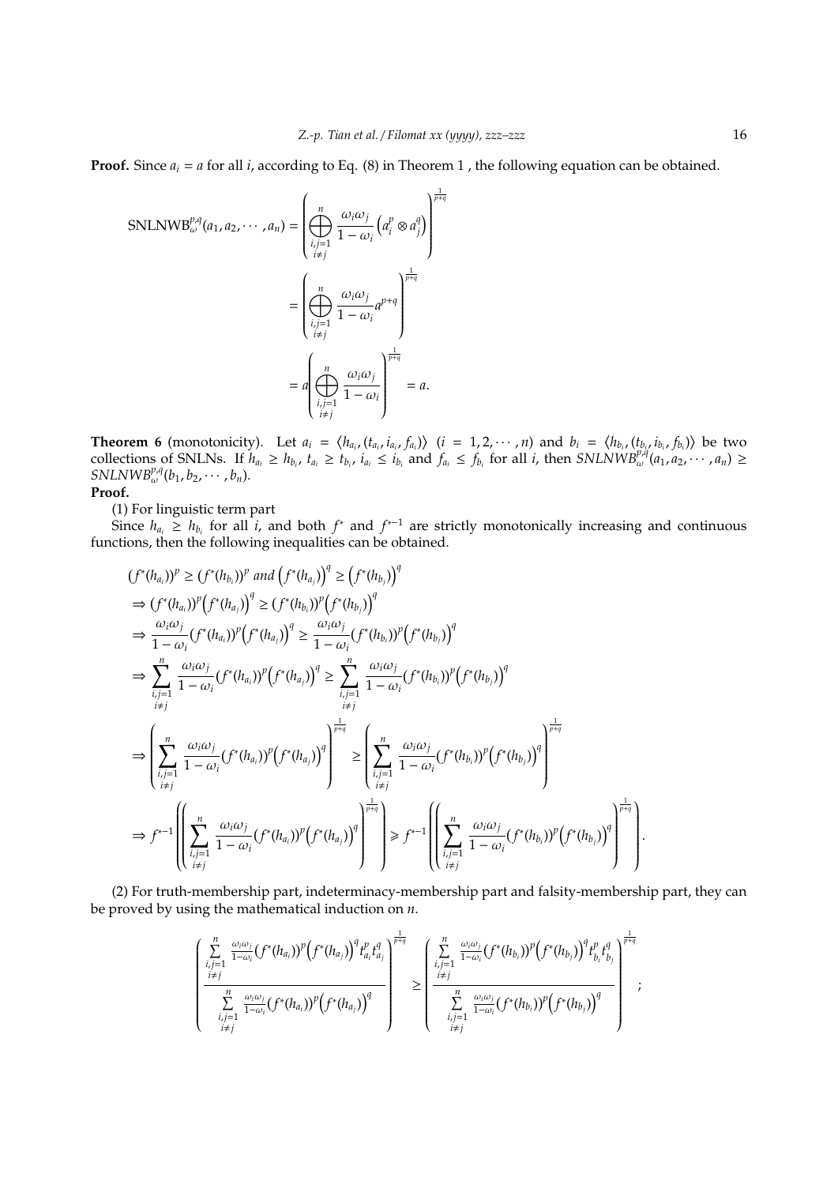**Proof.** Since $a_i = a$ for all $i$, according to Eq. (8) in Theorem 1 , the following equation can be obtained.

$$
\begin{aligned}
\text{SNLNWB}_{\omega}^{p,q}(a_1, a_2, \cdots, a_n) &= \left( \bigoplus_{\substack{i,j=1 \\ i \neq j}}^{n} \frac{\omega_i \omega_j}{1-\omega_i} \left( a_i^p \otimes a_j^q \right) \right)^{\frac{1}{p+q}} \\
&= \left( \bigoplus_{\substack{i,j=1 \\ i \neq j}}^{n} \frac{\omega_i \omega_j}{1-\omega_i} a^{p+q} \right)^{\frac{1}{p+q}} \\
&= a \left( \bigoplus_{\substack{i,j=1 \\ i \neq j}}^{n} \frac{\omega_i \omega_j}{1-\omega_i} \right)^{\frac{1}{p+q}} = a.
\end{aligned}
$$

**Theorem 6** (monotonicity). Let $a_i = \langle h_{a_i}, (t_{a_i}, i_{a_i}, f_{a_i}) \rangle$ $(i = 1, 2, \cdots, n)$ and $b_i = \langle h_{b_i}, (t_{b_i}, i_{b_i}, f_{b_i}) \rangle$ be two collections of SNLNs. If $h_{a_i} \geq h_{b_i}$, $t_{a_i} \geq t_{b_i}$, $i_{a_i} \leq i_{b_i}$ and $f_{a_i} \leq f_{b_i}$ for all $i$, then $SNLNWB_{\omega}^{p,q}(a_1, a_2, \cdots, a_n) \geq SNLNWB_{\omega}^{p,q}(b_1, b_2, \cdots, b_n)$.

**Proof.**

(1) For linguistic term part

Since $h_{a_i} \geq h_{b_i}$ for all $i$, and both $f^*$ and $f^{*-1}$ are strictly monotonically increasing and continuous functions, then the following inequalities can be obtained.

$$
\begin{aligned}
& (f^*(h_{a_i}))^p \geq (f^*(h_{b_i}))^p \text{ and } \left(f^*(h_{a_j})\right)^q \geq \left(f^*(h_{b_j})\right)^q \\
& \Rightarrow (f^*(h_{a_i}))^p \left(f^*(h_{a_j})\right)^q \geq (f^*(h_{b_i}))^p \left(f^*(h_{b_j})\right)^q \\
& \Rightarrow \frac{\omega_i \omega_j}{1-\omega_i} (f^*(h_{a_i}))^p \left(f^*(h_{a_j})\right)^q \geq \frac{\omega_i \omega_j}{1-\omega_i} (f^*(h_{b_i}))^p \left(f^*(h_{b_j})\right)^q \\
& \Rightarrow \sum_{\substack{i,j=1 \\ i \neq j}}^{n} \frac{\omega_i \omega_j}{1-\omega_i} (f^*(h_{a_i}))^p \left(f^*(h_{a_j})\right)^q \geq \sum_{\substack{i,j=1 \\ i \neq j}}^{n} \frac{\omega_i \omega_j}{1-\omega_i} (f^*(h_{b_i}))^p \left(f^*(h_{b_j})\right)^q \\
& \Rightarrow \left( \sum_{\substack{i,j=1 \\ i \neq j}}^{n} \frac{\omega_i \omega_j}{1-\omega_i} (f^*(h_{a_i}))^p \left(f^*(h_{a_j})\right)^q \right)^{\frac{1}{p+q}} \geq \left( \sum_{\substack{i,j=1 \\ i \neq j}}^{n} \frac{\omega_i \omega_j}{1-\omega_i} (f^*(h_{b_i}))^p \left(f^*(h_{b_j})\right)^q \right)^{\frac{1}{p+q}} \\
& \Rightarrow f^{*-1}\left( \left( \sum_{\substack{i,j=1 \\ i \neq j}}^{n} \frac{\omega_i \omega_j}{1-\omega_i} (f^*(h_{a_i}))^p \left(f^*(h_{a_j})\right)^q \right)^{\frac{1}{p+q}} \right) \geqslant f^{*-1}\left( \left( \sum_{\substack{i,j=1 \\ i \neq j}}^{n} \frac{\omega_i \omega_j}{1-\omega_i} (f^*(h_{b_i}))^p \left(f^*(h_{b_j})\right)^q \right)^{\frac{1}{p+q}} \right).
\end{aligned}
$$

(2) For truth-membership part, indeterminacy-membership part and falsity-membership part, they can be proved by using the mathematical induction on $n$.

$$
\left( \frac{\sum\limits_{\substack{i,j=1 \\ i \neq j}}^{n} \frac{\omega_i \omega_j}{1-\omega_i} (f^*(h_{a_i}))^p \left(f^*(h_{a_j})\right)^q t_{a_i}^p t_{a_j}^q}{\sum\limits_{\substack{i,j=1 \\ i \neq j}}^{n} \frac{\omega_i \omega_j}{1-\omega_i} (f^*(h_{a_i}))^p \left(f^*(h_{a_j})\right)^q} \right)^{\frac{1}{p+q}} \geq \left( \frac{\sum\limits_{\substack{i,j=1 \\ i \neq j}}^{n} \frac{\omega_i \omega_j}{1-\omega_i} (f^*(h_{b_i}))^p \left(f^*(h_{b_j})\right)^q t_{b_i}^p t_{b_j}^q}{\sum\limits_{\substack{i,j=1 \\ i \neq j}}^{n} \frac{\omega_i \omega_j}{1-\omega_i} (f^*(h_{b_i}))^p \left(f^*(h_{b_j})\right)^q} \right)^{\frac{1}{p+q}};
$$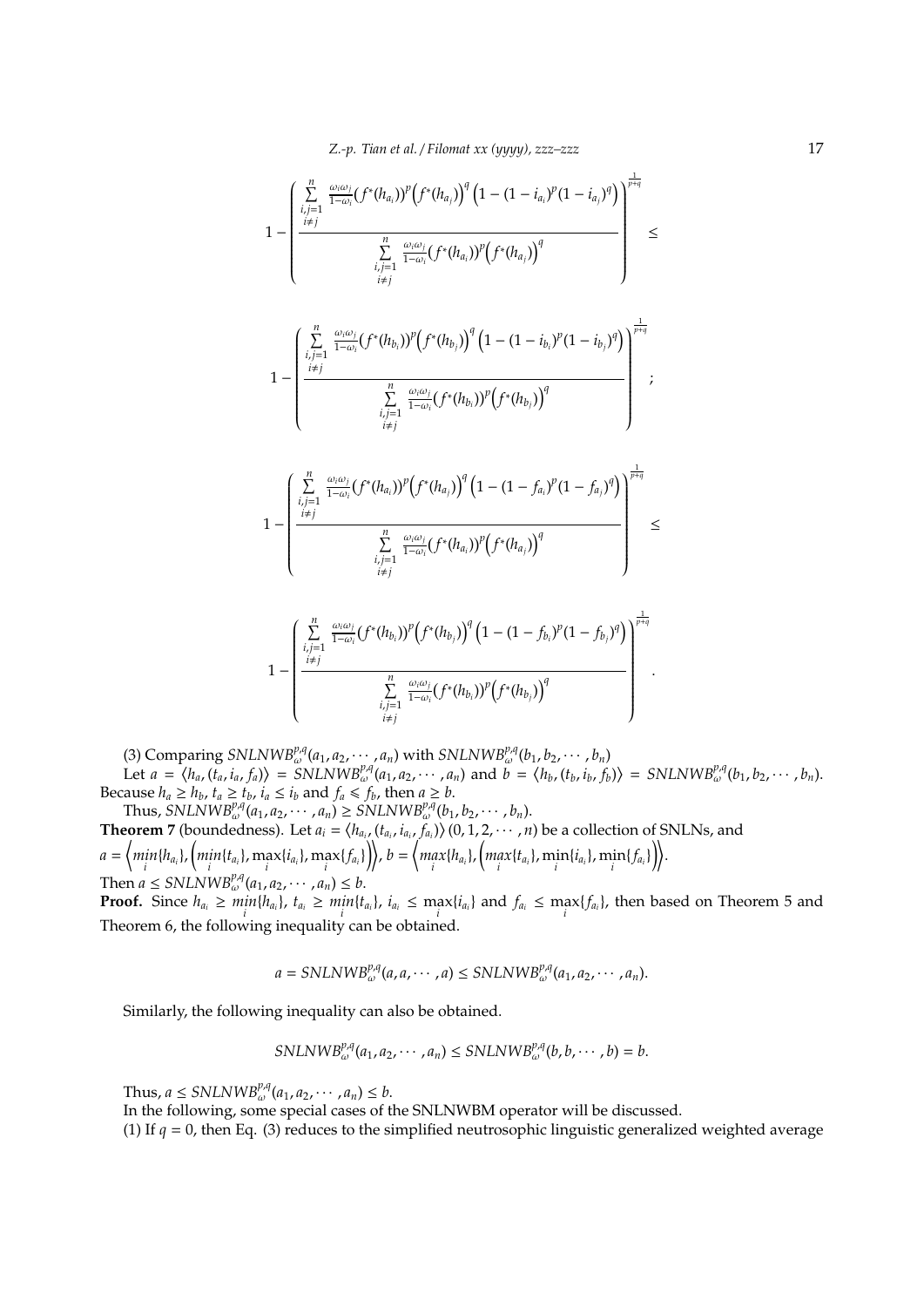$$1-\left(\frac{\sum\limits_{\substack{i,j=1\\ i\neq j}}^{n}\frac{\omega_i\omega_j}{1-\omega_i}\big(f^*(h_{a_i})\big)^p\Big(f^*(h_{a_j})\Big)^q\left(1-(1-i_{a_i})^p(1-i_{a_j})^q\right)}{\sum\limits_{\substack{i,j=1\\ i\neq j}}^{n}\frac{\omega_i\omega_j}{1-\omega_i}\big(f^*(h_{a_i})\big)^p\Big(f^*(h_{a_j})\Big)^q}\right)^{\frac{1}{p+q}}\leq$$

$$1-\left(\frac{\sum\limits_{\substack{i,j=1\\ i\neq j}}^{n}\frac{\omega_i\omega_j}{1-\omega_i}\big(f^*(h_{b_i})\big)^p\Big(f^*(h_{b_j})\Big)^q\left(1-(1-i_{b_i})^p(1-i_{b_j})^q\right)}{\sum\limits_{\substack{i,j=1\\ i\neq j}}^{n}\frac{\omega_i\omega_j}{1-\omega_i}\big(f^*(h_{b_i})\big)^p\Big(f^*(h_{b_j})\Big)^q}\right)^{\frac{1}{p+q}};$$

$$1-\left(\frac{\sum\limits_{\substack{i,j=1\\ i\neq j}}^{n}\frac{\omega_i\omega_j}{1-\omega_i}\big(f^*(h_{a_i})\big)^p\Big(f^*(h_{a_j})\Big)^q\left(1-(1-f_{a_i})^p(1-f_{a_j})^q\right)}{\sum\limits_{\substack{i,j=1\\ i\neq j}}^{n}\frac{\omega_i\omega_j}{1-\omega_i}\big(f^*(h_{a_i})\big)^p\Big(f^*(h_{a_j})\Big)^q}\right)^{\frac{1}{p+q}}\leq$$

$$1-\left(\frac{\sum\limits_{\substack{i,j=1\\ i\neq j}}^{n}\frac{\omega_i\omega_j}{1-\omega_i}\big(f^*(h_{b_i})\big)^p\Big(f^*(h_{b_j})\Big)^q\left(1-(1-f_{b_i})^p(1-f_{b_j})^q\right)}{\sum\limits_{\substack{i,j=1\\ i\neq j}}^{n}\frac{\omega_i\omega_j}{1-\omega_i}\big(f^*(h_{b_i})\big)^p\Big(f^*(h_{b_j})\Big)^q}\right)^{\frac{1}{p+q}}.$$

(3) Comparing $SNLNWB^{p,q}_{\omega}(a_1,a_2,\cdots,a_n)$ with $SNLNWB^{p,q}_{\omega}(b_1,b_2,\cdots,b_n)$

Let $a=\langle h_a,(t_a,i_a,f_a)\rangle = SNLNWB^{p,q}_{\omega}(a_1,a_2,\cdots,a_n)$ and $b=\langle h_b,(t_b,i_b,f_b)\rangle = SNLNWB^{p,q}_{\omega}(b_1,b_2,\cdots,b_n)$. Because $h_a\geq h_b$, $t_a\geq t_b$, $i_a\leq i_b$ and $f_a\leqslant f_b$, then $a\geq b$.

Thus, $SNLNWB^{p,q}_{\omega}(a_1,a_2,\cdots,a_n)\geq SNLNWB^{p,q}_{\omega}(b_1,b_2,\cdots,b_n)$.

**Theorem 7** (boundedness). Let $a_i=\langle h_{a_i},(t_{a_i},i_{a_i},f_{a_i})\rangle\,(0,1,2,\cdots,n)$ be a collection of SNLNs, and $a=\left\langle \min\limits_i\{h_{a_i}\},\left(\min\limits_i\{t_{a_i}\},\max\limits_i\{i_{a_i}\},\max\limits_i\{f_{a_i}\}\right)\right\rangle$, $b=\left\langle \max\limits_i\{h_{a_i}\},\left(\max\limits_i\{t_{a_i}\},\min\limits_i\{i_{a_i}\},\min\limits_i\{f_{a_i}\}\right)\right\rangle$.

Then $a\leq SNLNWB^{p,q}_{\omega}(a_1,a_2,\cdots,a_n)\leq b$.

**Proof.** Since $h_{a_i}\geq \min\limits_i\{h_{a_i}\}$, $t_{a_i}\geq \min\limits_i\{t_{a_i}\}$, $i_{a_i}\leq \max\limits_i\{i_{a_i}\}$ and $f_{a_i}\leq \max\limits_i\{f_{a_i}\}$, then based on Theorem 5 and Theorem 6, the following inequality can be obtained.

$$a=SNLNWB^{p,q}_{\omega}(a,a,\cdots,a)\leq SNLNWB^{p,q}_{\omega}(a_1,a_2,\cdots,a_n).$$

Similarly, the following inequality can also be obtained.

$$SNLNWB^{p,q}_{\omega}(a_1,a_2,\cdots,a_n)\leq SNLNWB^{p,q}_{\omega}(b,b,\cdots,b)=b.$$

Thus, $a\leq SNLNWB^{p,q}_{\omega}(a_1,a_2,\cdots,a_n)\leq b$.

In the following, some special cases of the SNLNWBM operator will be discussed.

(1) If $q=0$, then Eq. (3) reduces to the simplified neutrosophic linguistic generalized weighted average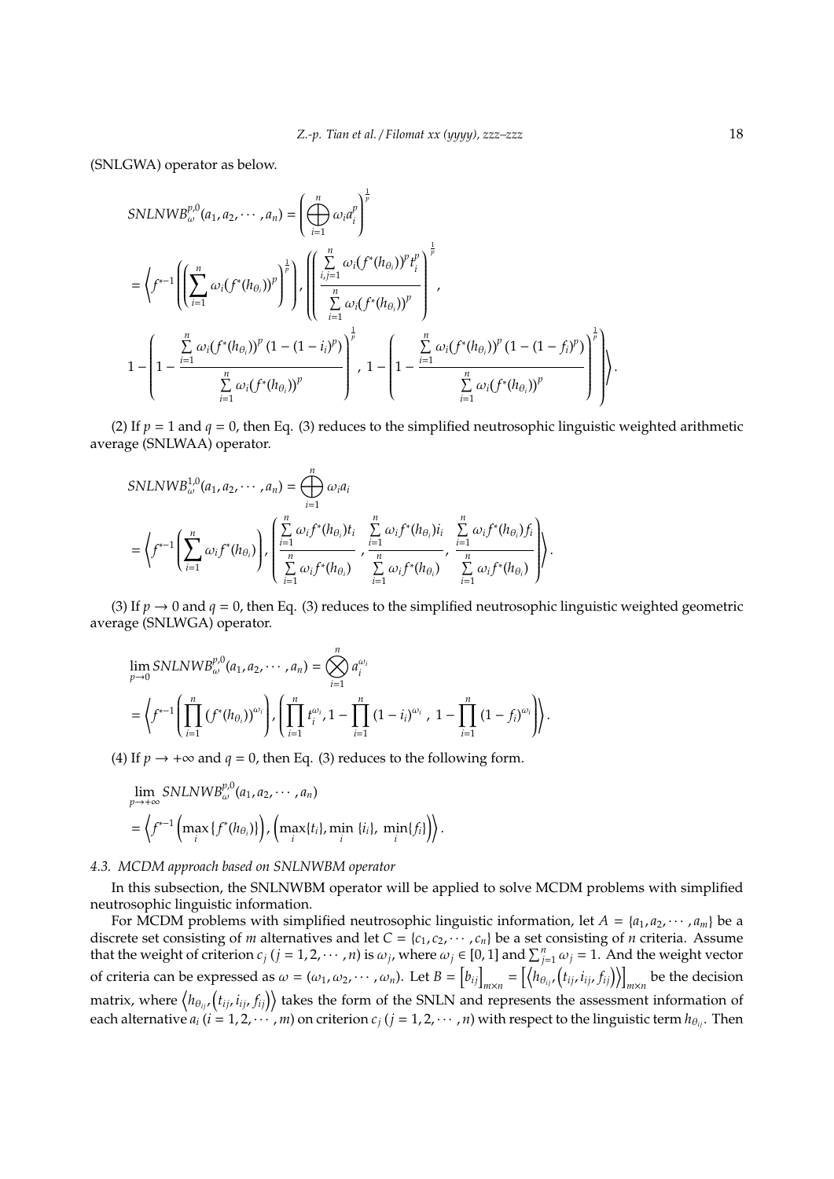(SNLGWA) operator as below.

$$SNLNWB_{\omega}^{p,0}(a_1, a_2, \cdots, a_n) = \left(\bigoplus_{i=1}^{n} \omega_i a_i^p\right)^{\frac{1}{p}}$$

$$= \left\langle f^{*-1}\left(\left(\sum_{i=1}^{n} \omega_i (f^*(h_{\theta_i}))^p\right)^{\frac{1}{p}}\right), \left(\left(\frac{\sum\limits_{i,j=1}^{n} \omega_i (f^*(h_{\theta_i}))^p t_i^p}{\sum\limits_{i=1}^{n} \omega_i (f^*(h_{\theta_i}))^p}\right)^{\frac{1}{p}},\right.\right.$$

$$\left.\left. 1 - \left(1 - \frac{\sum\limits_{i=1}^{n} \omega_i (f^*(h_{\theta_i}))^p \left(1 - (1 - i_i)^p\right)}{\sum\limits_{i=1}^{n} \omega_i (f^*(h_{\theta_i}))^p}\right)^{\frac{1}{p}}, 1 - \left(1 - \frac{\sum\limits_{i=1}^{n} \omega_i (f^*(h_{\theta_i}))^p \left(1 - (1 - f_i)^p\right)}{\sum\limits_{i=1}^{n} \omega_i (f^*(h_{\theta_i}))^p}\right)^{\frac{1}{p}}\right)\right\rangle.$$

(2) If $p = 1$ and $q = 0$, then Eq. (3) reduces to the simplified neutrosophic linguistic weighted arithmetic average (SNLWAA) operator.

$$SNLNWB_{\omega}^{1,0}(a_1, a_2, \cdots, a_n) = \bigoplus_{i=1}^{n} \omega_i a_i$$

$$= \left\langle f^{*-1}\left(\sum_{i=1}^{n} \omega_i f^*(h_{\theta_i})\right), \left(\frac{\sum\limits_{i=1}^{n} \omega_i f^*(h_{\theta_i}) t_i}{\sum\limits_{i=1}^{n} \omega_i f^*(h_{\theta_i})}, \frac{\sum\limits_{i=1}^{n} \omega_i f^*(h_{\theta_i}) i_i}{\sum\limits_{i=1}^{n} \omega_i f^*(h_{\theta_i})}, \frac{\sum\limits_{i=1}^{n} \omega_i f^*(h_{\theta_i}) f_i}{\sum\limits_{i=1}^{n} \omega_i f^*(h_{\theta_i})}\right)\right\rangle.$$

(3) If $p \to 0$ and $q = 0$, then Eq. (3) reduces to the simplified neutrosophic linguistic weighted geometric average (SNLWGA) operator.

$$\lim_{p \to 0} SNLNWB_{\omega}^{p,0}(a_1, a_2, \cdots, a_n) = \bigotimes_{i=1}^{n} a_i^{\omega_i}$$

$$= \left\langle f^{*-1}\left(\prod_{i=1}^{n} (f^*(h_{\theta_i}))^{\omega_i}\right), \left(\prod_{i=1}^{n} t_i^{\omega_i}, 1 - \prod_{i=1}^{n} (1 - i_i)^{\omega_i}, 1 - \prod_{i=1}^{n} (1 - f_i)^{\omega_i}\right)\right\rangle.$$

(4) If $p \to +\infty$ and $q = 0$, then Eq. (3) reduces to the following form.

$$\lim_{p \to +\infty} SNLNWB_{\omega}^{p,0}(a_1, a_2, \cdots, a_n)$$

$$= \left\langle f^{*-1}\left(\max_i \{f^*(h_{\theta_i})\}\right), \left(\max_i \{t_i\}, \min_i \{i_i\}, \min_i \{f_i\}\right)\right\rangle.$$

### 4.3. MCDM approach based on SNLNWBM operator

In this subsection, the SNLNWBM operator will be applied to solve MCDM problems with simplified neutrosophic linguistic information.

For MCDM problems with simplified neutrosophic linguistic information, let $A = \{a_1, a_2, \cdots, a_m\}$ be a discrete set consisting of $m$ alternatives and let $C = \{c_1, c_2, \cdots, c_n\}$ be a set consisting of $n$ criteria. Assume that the weight of criterion $c_j$ $(j = 1, 2, \cdots, n)$ is $\omega_j$, where $\omega_j \in [0, 1]$ and $\sum_{j=1}^{n} \omega_j = 1$. And the weight vector of criteria can be expressed as $\omega = (\omega_1, \omega_2, \cdots, \omega_n)$. Let $B = \left[b_{ij}\right]_{m \times n} = \left[\left\langle h_{\theta_{ij}}, \left(t_{ij}, i_{ij}, f_{ij}\right)\right\rangle\right]_{m \times n}$ be the decision matrix, where $\left\langle h_{\theta_{ij}}, \left(t_{ij}, i_{ij}, f_{ij}\right)\right\rangle$ takes the form of the SNLN and represents the assessment information of each alternative $a_i$ $(i = 1, 2, \cdots, m)$ on criterion $c_j$ $(j = 1, 2, \cdots, n)$ with respect to the linguistic term $h_{\theta_{ij}}$. Then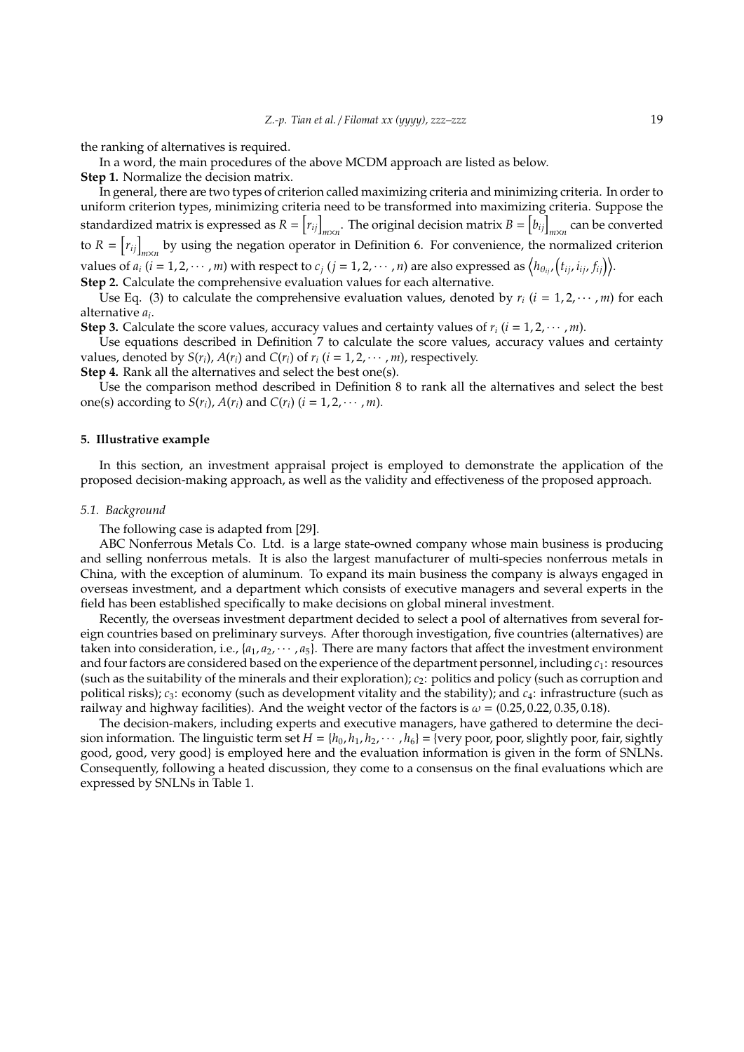the ranking of alternatives is required.

In a word, the main procedures of the above MCDM approach are listed as below.

**Step 1.** Normalize the decision matrix.

In general, there are two types of criterion called maximizing criteria and minimizing criteria. In order to uniform criterion types, minimizing criteria need to be transformed into maximizing criteria. Suppose the standardized matrix is expressed as $R = \left[r_{ij}\right]_{m\times n}$. The original decision matrix $B = \left[b_{ij}\right]_{m\times n}$ can be converted to $R = \left[r_{ij}\right]_{m\times n}$ by using the negation operator in Definition 6. For convenience, the normalized criterion values of $a_i$ $(i = 1, 2, \cdots, m)$ with respect to $c_j$ $(j = 1, 2, \cdots, n)$ are also expressed as $\left\langle h_{\theta_{ij}}, \left(t_{ij}, i_{ij}, f_{ij}\right)\right\rangle$.

**Step 2.** Calculate the comprehensive evaluation values for each alternative.

Use Eq. (3) to calculate the comprehensive evaluation values, denoted by $r_i$ $(i = 1, 2, \cdots, m)$ for each alternative $a_i$.

**Step 3.** Calculate the score values, accuracy values and certainty values of $r_i$ $(i = 1, 2, \cdots, m)$.

Use equations described in Definition 7 to calculate the score values, accuracy values and certainty values, denoted by $S(r_i)$, $A(r_i)$ and $C(r_i)$ of $r_i$ $(i = 1, 2, \cdots, m)$, respectively.

**Step 4.** Rank all the alternatives and select the best one(s).

Use the comparison method described in Definition 8 to rank all the alternatives and select the best one(s) according to $S(r_i)$, $A(r_i)$ and $C(r_i)$ $(i = 1, 2, \cdots, m)$.

## 5. Illustrative example

In this section, an investment appraisal project is employed to demonstrate the application of the proposed decision-making approach, as well as the validity and effectiveness of the proposed approach.

### *5.1. Background*

The following case is adapted from [29].

ABC Nonferrous Metals Co. Ltd. is a large state-owned company whose main business is producing and selling nonferrous metals. It is also the largest manufacturer of multi-species nonferrous metals in China, with the exception of aluminum. To expand its main business the company is always engaged in overseas investment, and a department which consists of executive managers and several experts in the field has been established specifically to make decisions on global mineral investment.

Recently, the overseas investment department decided to select a pool of alternatives from several foreign countries based on preliminary surveys. After thorough investigation, five countries (alternatives) are taken into consideration, i.e., $\{a_1, a_2, \cdots, a_5\}$. There are many factors that affect the investment environment and four factors are considered based on the experience of the department personnel, including $c_1$: resources (such as the suitability of the minerals and their exploration); $c_2$: politics and policy (such as corruption and political risks); $c_3$: economy (such as development vitality and the stability); and $c_4$: infrastructure (such as railway and highway facilities). And the weight vector of the factors is $\omega = (0.25, 0.22, 0.35, 0.18)$.

The decision-makers, including experts and executive managers, have gathered to determine the decision information. The linguistic term set $H = \{h_0, h_1, h_2, \cdots, h_6\}$ = {very poor, poor, slightly poor, fair, slightly good, good, very good} is employed here and the evaluation information is given in the form of SNLNs. Consequently, following a heated discussion, they come to a consensus on the final evaluations which are expressed by SNLNs in Table 1.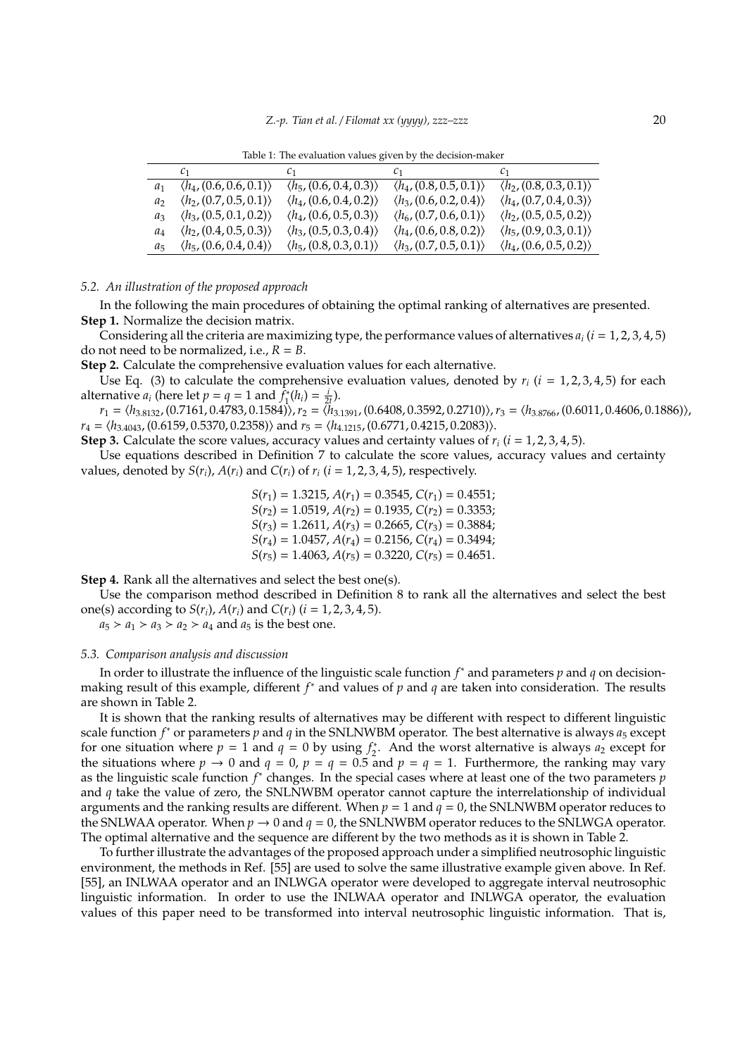Table 1: The evaluation values given by the decision-maker

| | $c_1$ | $c_1$ | $c_1$ | $c_1$ |
|---|---|---|---|---|
| $a_1$ | $\langle h_4, (0.6, 0.6, 0.1)\rangle$ | $\langle h_5, (0.6, 0.4, 0.3)\rangle$ | $\langle h_4, (0.8, 0.5, 0.1)\rangle$ | $\langle h_2, (0.8, 0.3, 0.1)\rangle$ |
| $a_2$ | $\langle h_2, (0.7, 0.5, 0.1)\rangle$ | $\langle h_4, (0.6, 0.4, 0.2)\rangle$ | $\langle h_3, (0.6, 0.2, 0.4)\rangle$ | $\langle h_4, (0.7, 0.4, 0.3)\rangle$ |
| $a_3$ | $\langle h_3, (0.5, 0.1, 0.2)\rangle$ | $\langle h_4, (0.6, 0.5, 0.3)\rangle$ | $\langle h_6, (0.7, 0.6, 0.1)\rangle$ | $\langle h_2, (0.5, 0.5, 0.2)\rangle$ |
| $a_4$ | $\langle h_2, (0.4, 0.5, 0.3)\rangle$ | $\langle h_3, (0.5, 0.3, 0.4)\rangle$ | $\langle h_4, (0.6, 0.8, 0.2)\rangle$ | $\langle h_5, (0.9, 0.3, 0.1)\rangle$ |
| $a_5$ | $\langle h_5, (0.6, 0.4, 0.4)\rangle$ | $\langle h_5, (0.8, 0.3, 0.1)\rangle$ | $\langle h_3, (0.7, 0.5, 0.1)\rangle$ | $\langle h_4, (0.6, 0.5, 0.2)\rangle$ |

### *5.2. An illustration of the proposed approach*

In the following the main procedures of obtaining the optimal ranking of alternatives are presented.

**Step 1.** Normalize the decision matrix.

Considering all the criteria are maximizing type, the performance values of alternatives $a_i$ $(i = 1, 2, 3, 4, 5)$ do not need to be normalized, i.e., $R = B$.

**Step 2.** Calculate the comprehensive evaluation values for each alternative.

Use Eq. (3) to calculate the comprehensive evaluation values, denoted by $r_i$ $(i = 1, 2, 3, 4, 5)$ for each alternative $a_i$ (here let $p = q = 1$ and $f_1^*(h_i) = \frac{i}{2t}$).

$r_1 = \langle h_{3.8132}, (0.7161, 0.4783, 0.1584)\rangle$, $r_2 = \langle h_{3.1391}, (0.6408, 0.3592, 0.2710)\rangle$, $r_3 = \langle h_{3.8766}, (0.6011, 0.4606, 0.1886)\rangle$, $r_4 = \langle h_{3.4043}, (0.6159, 0.5370, 0.2358)\rangle$ and $r_5 = \langle h_{4.1215}, (0.6771, 0.4215, 0.2083)\rangle$.

**Step 3.** Calculate the score values, accuracy values and certainty values of $r_i$ $(i = 1, 2, 3, 4, 5)$.

Use equations described in Definition 7 to calculate the score values, accuracy values and certainty values, denoted by $S(r_i)$, $A(r_i)$ and $C(r_i)$ of $r_i$ $(i = 1, 2, 3, 4, 5)$, respectively.

$$S(r_1) = 1.3215,\ A(r_1) = 0.3545,\ C(r_1) = 0.4551;$$
$$S(r_2) = 1.0519,\ A(r_2) = 0.1935,\ C(r_2) = 0.3353;$$
$$S(r_3) = 1.2611,\ A(r_3) = 0.2665,\ C(r_3) = 0.3884;$$
$$S(r_4) = 1.0457,\ A(r_4) = 0.2156,\ C(r_4) = 0.3494;$$
$$S(r_5) = 1.4063,\ A(r_5) = 0.3220,\ C(r_5) = 0.4651.$$

**Step 4.** Rank all the alternatives and select the best one(s).

Use the comparison method described in Definition 8 to rank all the alternatives and select the best one(s) according to $S(r_i)$, $A(r_i)$ and $C(r_i)$ $(i = 1, 2, 3, 4, 5)$.

$a_5 \succ a_1 \succ a_3 \succ a_2 \succ a_4$ and $a_5$ is the best one.

### *5.3. Comparison analysis and discussion*

In order to illustrate the influence of the linguistic scale function $f^*$ and parameters $p$ and $q$ on decision-making result of this example, different $f^*$ and values of $p$ and $q$ are taken into consideration. The results are shown in Table 2.

It is shown that the ranking results of alternatives may be different with respect to different linguistic scale function $f^*$ or parameters $p$ and $q$ in the SNLNWBM operator. The best alternative is always $a_5$ except for one situation where $p = 1$ and $q = 0$ by using $f_2^*$. And the worst alternative is always $a_2$ except for the situations where $p \to 0$ and $q = 0$, $p = q = 0.5$ and $p = q = 1$. Furthermore, the ranking may vary as the linguistic scale function $f^*$ changes. In the special cases where at least one of the two parameters $p$ and $q$ take the value of zero, the SNLNWBM operator cannot capture the interrelationship of individual arguments and the ranking results are different. When $p = 1$ and $q = 0$, the SNLNWBM operator reduces to the SNLWAA operator. When $p \to 0$ and $q = 0$, the SNLNWBM operator reduces to the SNLWGA operator. The optimal alternative and the sequence are different by the two methods as it is shown in Table 2.

To further illustrate the advantages of the proposed approach under a simplified neutrosophic linguistic environment, the methods in Ref. [55] are used to solve the same illustrative example given above. In Ref. [55], an INLWAA operator and an INLWGA operator were developed to aggregate interval neutrosophic linguistic information. In order to use the INLWAA operator and INLWGA operator, the evaluation values of this paper need to be transformed into interval neutrosophic linguistic information. That is,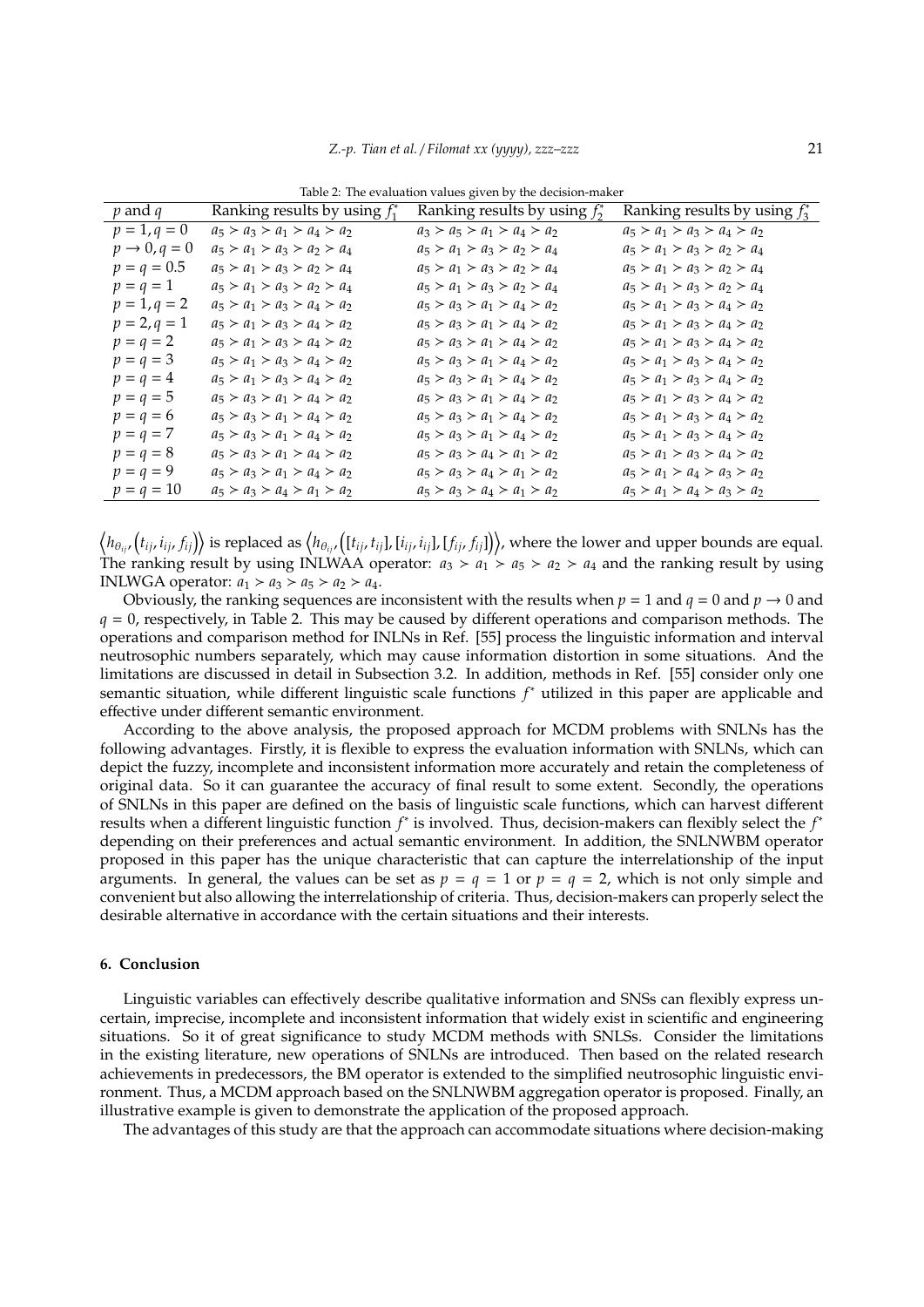Table 2: The evaluation values given by the decision-maker

| $p$ and $q$ | Ranking results by using $f_1^*$ | Ranking results by using $f_2^*$ | Ranking results by using $f_3^*$ |
|---|---|---|---|
| $p = 1, q = 0$ | $a_5 \succ a_3 \succ a_1 \succ a_4 \succ a_2$ | $a_3 \succ a_5 \succ a_1 \succ a_4 \succ a_2$ | $a_5 \succ a_1 \succ a_3 \succ a_4 \succ a_2$ |
| $p \to 0, q = 0$ | $a_5 \succ a_1 \succ a_3 \succ a_2 \succ a_4$ | $a_5 \succ a_1 \succ a_3 \succ a_2 \succ a_4$ | $a_5 \succ a_1 \succ a_3 \succ a_2 \succ a_4$ |
| $p = q = 0.5$ | $a_5 \succ a_1 \succ a_3 \succ a_2 \succ a_4$ | $a_5 \succ a_1 \succ a_3 \succ a_2 \succ a_4$ | $a_5 \succ a_1 \succ a_3 \succ a_2 \succ a_4$ |
| $p = q = 1$ | $a_5 \succ a_1 \succ a_3 \succ a_2 \succ a_4$ | $a_5 \succ a_1 \succ a_3 \succ a_2 \succ a_4$ | $a_5 \succ a_1 \succ a_3 \succ a_2 \succ a_4$ |
| $p = 1, q = 2$ | $a_5 \succ a_1 \succ a_3 \succ a_4 \succ a_2$ | $a_5 \succ a_3 \succ a_1 \succ a_4 \succ a_2$ | $a_5 \succ a_1 \succ a_3 \succ a_4 \succ a_2$ |
| $p = 2, q = 1$ | $a_5 \succ a_1 \succ a_3 \succ a_4 \succ a_2$ | $a_5 \succ a_3 \succ a_1 \succ a_4 \succ a_2$ | $a_5 \succ a_1 \succ a_3 \succ a_4 \succ a_2$ |
| $p = q = 2$ | $a_5 \succ a_1 \succ a_3 \succ a_4 \succ a_2$ | $a_5 \succ a_3 \succ a_1 \succ a_4 \succ a_2$ | $a_5 \succ a_1 \succ a_3 \succ a_4 \succ a_2$ |
| $p = q = 3$ | $a_5 \succ a_1 \succ a_3 \succ a_4 \succ a_2$ | $a_5 \succ a_3 \succ a_1 \succ a_4 \succ a_2$ | $a_5 \succ a_1 \succ a_3 \succ a_4 \succ a_2$ |
| $p = q = 4$ | $a_5 \succ a_1 \succ a_3 \succ a_4 \succ a_2$ | $a_5 \succ a_3 \succ a_1 \succ a_4 \succ a_2$ | $a_5 \succ a_1 \succ a_3 \succ a_4 \succ a_2$ |
| $p = q = 5$ | $a_5 \succ a_3 \succ a_1 \succ a_4 \succ a_2$ | $a_5 \succ a_3 \succ a_1 \succ a_4 \succ a_2$ | $a_5 \succ a_1 \succ a_3 \succ a_4 \succ a_2$ |
| $p = q = 6$ | $a_5 \succ a_3 \succ a_1 \succ a_4 \succ a_2$ | $a_5 \succ a_3 \succ a_1 \succ a_4 \succ a_2$ | $a_5 \succ a_1 \succ a_3 \succ a_4 \succ a_2$ |
| $p = q = 7$ | $a_5 \succ a_3 \succ a_1 \succ a_4 \succ a_2$ | $a_5 \succ a_3 \succ a_1 \succ a_4 \succ a_2$ | $a_5 \succ a_1 \succ a_3 \succ a_4 \succ a_2$ |
| $p = q = 8$ | $a_5 \succ a_3 \succ a_1 \succ a_4 \succ a_2$ | $a_5 \succ a_3 \succ a_4 \succ a_1 \succ a_2$ | $a_5 \succ a_1 \succ a_3 \succ a_4 \succ a_2$ |
| $p = q = 9$ | $a_5 \succ a_3 \succ a_1 \succ a_4 \succ a_2$ | $a_5 \succ a_3 \succ a_4 \succ a_1 \succ a_2$ | $a_5 \succ a_1 \succ a_4 \succ a_3 \succ a_2$ |
| $p = q = 10$ | $a_5 \succ a_3 \succ a_4 \succ a_1 \succ a_2$ | $a_5 \succ a_3 \succ a_4 \succ a_1 \succ a_2$ | $a_5 \succ a_1 \succ a_4 \succ a_3 \succ a_2$ |

$\left\langle h_{\theta_{ij}}, \left(t_{ij}, i_{ij}, f_{ij}\right)\right\rangle$ is replaced as $\left\langle h_{\theta_{ij}}, \left([t_{ij}, t_{ij}], [i_{ij}, i_{ij}], [f_{ij}, f_{ij}]\right)\right\rangle$, where the lower and upper bounds are equal. The ranking result by using INLWAA operator: $a_3 \succ a_1 \succ a_5 \succ a_2 \succ a_4$ and the ranking result by using INLWGA operator: $a_1 \succ a_3 \succ a_5 \succ a_2 \succ a_4$.

Obviously, the ranking sequences are inconsistent with the results when $p = 1$ and $q = 0$ and $p \to 0$ and $q = 0$, respectively, in Table 2. This may be caused by different operations and comparison methods. The operations and comparison method for INLNs in Ref. [55] process the linguistic information and interval neutrosophic numbers separately, which may cause information distortion in some situations. And the limitations are discussed in detail in Subsection 3.2. In addition, methods in Ref. [55] consider only one semantic situation, while different linguistic scale functions $f^*$ utilized in this paper are applicable and effective under different semantic environment.

According to the above analysis, the proposed approach for MCDM problems with SNLNs has the following advantages. Firstly, it is flexible to express the evaluation information with SNLNs, which can depict the fuzzy, incomplete and inconsistent information more accurately and retain the completeness of original data. So it can guarantee the accuracy of final result to some extent. Secondly, the operations of SNLNs in this paper are defined on the basis of linguistic scale functions, which can harvest different results when a different linguistic function $f^*$ is involved. Thus, decision-makers can flexibly select the $f^*$ depending on their preferences and actual semantic environment. In addition, the SNLNWBM operator proposed in this paper has the unique characteristic that can capture the interrelationship of the input arguments. In general, the values can be set as $p = q = 1$ or $p = q = 2$, which is not only simple and convenient but also allowing the interrelationship of criteria. Thus, decision-makers can properly select the desirable alternative in accordance with the certain situations and their interests.

## 6. Conclusion

Linguistic variables can effectively describe qualitative information and SNSs can flexibly express uncertain, imprecise, incomplete and inconsistent information that widely exist in scientific and engineering situations. So it of great significance to study MCDM methods with SNLSs. Consider the limitations in the existing literature, new operations of SNLNs are introduced. Then based on the related research achievements in predecessors, the BM operator is extended to the simplified neutrosophic linguistic environment. Thus, a MCDM approach based on the SNLNWBM aggregation operator is proposed. Finally, an illustrative example is given to demonstrate the application of the proposed approach.

The advantages of this study are that the approach can accommodate situations where decision-making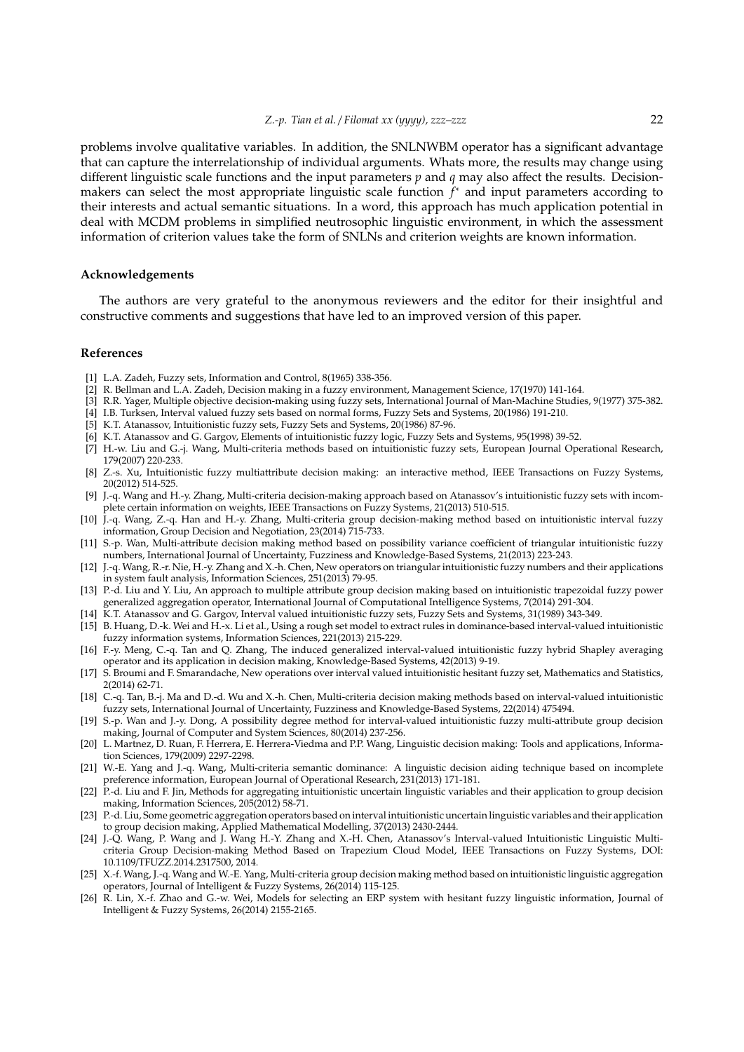problems involve qualitative variables. In addition, the SNLNWBM operator has a significant advantage that can capture the interrelationship of individual arguments. Whats more, the results may change using different linguistic scale functions and the input parameters $p$ and $q$ may also affect the results. Decision-makers can select the most appropriate linguistic scale function $f^*$ and input parameters according to their interests and actual semantic situations. In a word, this approach has much application potential in deal with MCDM problems in simplified neutrosophic linguistic environment, in which the assessment information of criterion values take the form of SNLNs and criterion weights are known information.

## Acknowledgements

The authors are very grateful to the anonymous reviewers and the editor for their insightful and constructive comments and suggestions that have led to an improved version of this paper.

## References

[1] L.A. Zadeh, Fuzzy sets, Information and Control, 8(1965) 338-356.

[2] R. Bellman and L.A. Zadeh, Decision making in a fuzzy environment, Management Science, 17(1970) 141-164.

[3] R.R. Yager, Multiple objective decision-making using fuzzy sets, International Journal of Man-Machine Studies, 9(1977) 375-382.

[4] I.B. Turksen, Interval valued fuzzy sets based on normal forms, Fuzzy Sets and Systems, 20(1986) 191-210.

[5] K.T. Atanassov, Intuitionistic fuzzy sets, Fuzzy Sets and Systems, 20(1986) 87-96.

[6] K.T. Atanassov and G. Gargov, Elements of intuitionistic fuzzy logic, Fuzzy Sets and Systems, 95(1998) 39-52.

[7] H.-w. Liu and G.-j. Wang, Multi-criteria methods based on intuitionistic fuzzy sets, European Journal Operational Research, 179(2007) 220-233.

[8] Z.-s. Xu, Intuitionistic fuzzy multiattribute decision making: an interactive method, IEEE Transactions on Fuzzy Systems, 20(2012) 514-525.

[9] J.-q. Wang and H.-y. Zhang, Multi-criteria decision-making approach based on Atanassov's intuitionistic fuzzy sets with incomplete certain information on weights, IEEE Transactions on Fuzzy Systems, 21(2013) 510-515.

[10] J.-q. Wang, Z.-q. Han and H.-y. Zhang, Multi-criteria group decision-making method based on intuitionistic interval fuzzy information, Group Decision and Negotiation, 23(2014) 715-733.

[11] S.-p. Wan, Multi-attribute decision making method based on possibility variance coefficient of triangular intuitionistic fuzzy numbers, International Journal of Uncertainty, Fuzziness and Knowledge-Based Systems, 21(2013) 223-243.

[12] J.-q. Wang, R.-r. Nie, H.-y. Zhang and X.-h. Chen, New operators on triangular intuitionistic fuzzy numbers and their applications in system fault analysis, Information Sciences, 251(2013) 79-95.

[13] P.-d. Liu and Y. Liu, An approach to multiple attribute group decision making based on intuitionistic trapezoidal fuzzy power generalized aggregation operator, International Journal of Computational Intelligence Systems, 7(2014) 291-304.

[14] K.T. Atanassov and G. Gargov, Interval valued intuitionistic fuzzy sets, Fuzzy Sets and Systems, 31(1989) 343-349.

[15] B. Huang, D.-k. Wei and H.-x. Li et al., Using a rough set model to extract rules in dominance-based interval-valued intuitionistic fuzzy information systems, Information Sciences, 221(2013) 215-229.

[16] F.-y. Meng, C.-q. Tan and Q. Zhang, The induced generalized interval-valued intuitionistic fuzzy hybrid Shapley averaging operator and its application in decision making, Knowledge-Based Systems, 42(2013) 9-19.

[17] S. Broumi and F. Smarandache, New operations over interval valued intuitionistic hesitant fuzzy set, Mathematics and Statistics, 2(2014) 62-71.

[18] C.-q. Tan, B.-j. Ma and D.-d. Wu and X.-h. Chen, Multi-criteria decision making methods based on interval-valued intuitionistic fuzzy sets, International Journal of Uncertainty, Fuzziness and Knowledge-Based Systems, 22(2014) 475494.

[19] S.-p. Wan and J.-y. Dong, A possibility degree method for interval-valued intuitionistic fuzzy multi-attribute group decision making, Journal of Computer and System Sciences, 80(2014) 237-256.

[20] L. Martnez, D. Ruan, F. Herrera, E. Herrera-Viedma and P.P. Wang, Linguistic decision making: Tools and applications, Information Sciences, 179(2009) 2297-2298.

[21] W.-E. Yang and J.-q. Wang, Multi-criteria semantic dominance: A linguistic decision aiding technique based on incomplete preference information, European Journal of Operational Research, 231(2013) 171-181.

[22] P.-d. Liu and F. Jin, Methods for aggregating intuitionistic uncertain linguistic variables and their application to group decision making, Information Sciences, 205(2012) 58-71.

[23] P.-d. Liu, Some geometric aggregation operators based on interval intuitionistic uncertain linguistic variables and their application to group decision making, Applied Mathematical Modelling, 37(2013) 2430-2444.

[24] J.-Q. Wang, P. Wang and J. Wang H.-Y. Zhang and X.-H. Chen, Atanassov's Interval-valued Intuitionistic Linguistic Multi-criteria Group Decision-making Method Based on Trapezium Cloud Model, IEEE Transactions on Fuzzy Systems, DOI: 10.1109/TFUZZ.2014.2317500, 2014.

[25] X.-f. Wang, J.-q. Wang and W.-E. Yang, Multi-criteria group decision making method based on intuitionistic linguistic aggregation operators, Journal of Intelligent & Fuzzy Systems, 26(2014) 115-125.

[26] R. Lin, X.-f. Zhao and G.-w. Wei, Models for selecting an ERP system with hesitant fuzzy linguistic information, Journal of Intelligent & Fuzzy Systems, 26(2014) 2155-2165.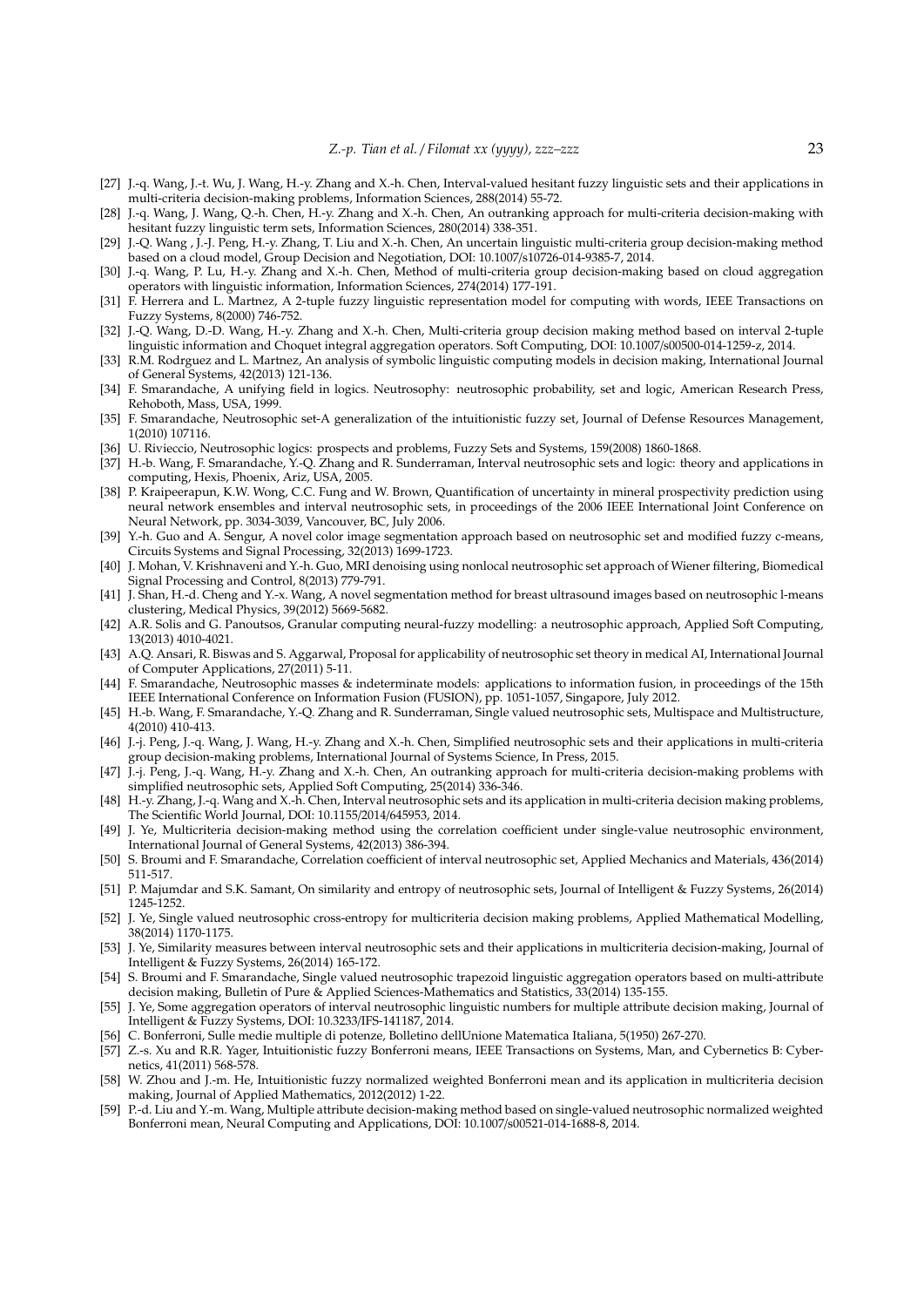[27] J.-q. Wang, J.-t. Wu, J. Wang, H.-y. Zhang and X.-h. Chen, Interval-valued hesitant fuzzy linguistic sets and their applications in multi-criteria decision-making problems, Information Sciences, 288(2014) 55-72.

[28] J.-q. Wang, J. Wang, Q.-h. Chen, H.-y. Zhang and X.-h. Chen, An outranking approach for multi-criteria decision-making with hesitant fuzzy linguistic term sets, Information Sciences, 280(2014) 338-351.

[29] J.-Q. Wang , J.-J. Peng, H.-y. Zhang, T. Liu and X.-h. Chen, An uncertain linguistic multi-criteria group decision-making method based on a cloud model, Group Decision and Negotiation, DOI: 10.1007/s10726-014-9385-7, 2014.

[30] J.-q. Wang, P. Lu, H.-y. Zhang and X.-h. Chen, Method of multi-criteria group decision-making based on cloud aggregation operators with linguistic information, Information Sciences, 274(2014) 177-191.

[31] F. Herrera and L. Martnez, A 2-tuple fuzzy linguistic representation model for computing with words, IEEE Transactions on Fuzzy Systems, 8(2000) 746-752.

[32] J.-Q. Wang, D.-D. Wang, H.-y. Zhang and X.-h. Chen, Multi-criteria group decision making method based on interval 2-tuple linguistic information and Choquet integral aggregation operators. Soft Computing, DOI: 10.1007/s00500-014-1259-z, 2014.

[33] R.M. Rodrguez and L. Martnez, An analysis of symbolic linguistic computing models in decision making, International Journal of General Systems, 42(2013) 121-136.

[34] F. Smarandache, A unifying field in logics. Neutrosophy: neutrosophic probability, set and logic, American Research Press, Rehoboth, Mass, USA, 1999.

[35] F. Smarandache, Neutrosophic set-A generalization of the intuitionistic fuzzy set, Journal of Defense Resources Management, 1(2010) 107116.

[36] U. Rivieccio, Neutrosophic logics: prospects and problems, Fuzzy Sets and Systems, 159(2008) 1860-1868.

[37] H.-b. Wang, F. Smarandache, Y.-Q. Zhang and R. Sunderraman, Interval neutrosophic sets and logic: theory and applications in computing, Hexis, Phoenix, Ariz, USA, 2005.

[38] P. Kraipeerapun, K.W. Wong, C.C. Fung and W. Brown, Quantification of uncertainty in mineral prospectivity prediction using neural network ensembles and interval neutrosophic sets, in proceedings of the 2006 IEEE International Joint Conference on Neural Network, pp. 3034-3039, Vancouver, BC, July 2006.

[39] Y.-h. Guo and A. Sengur, A novel color image segmentation approach based on neutrosophic set and modified fuzzy c-means, Circuits Systems and Signal Processing, 32(2013) 1699-1723.

[40] J. Mohan, V. Krishnaveni and Y.-h. Guo, MRI denoising using nonlocal neutrosophic set approach of Wiener filtering, Biomedical Signal Processing and Control, 8(2013) 779-791.

[41] J. Shan, H.-d. Cheng and Y.-x. Wang, A novel segmentation method for breast ultrasound images based on neutrosophic l-means clustering, Medical Physics, 39(2012) 5669-5682.

[42] A.R. Solis and G. Panoutsos, Granular computing neural-fuzzy modelling: a neutrosophic approach, Applied Soft Computing, 13(2013) 4010-4021.

[43] A.Q. Ansari, R. Biswas and S. Aggarwal, Proposal for applicability of neutrosophic set theory in medical AI, International Journal of Computer Applications, 27(2011) 5-11.

[44] F. Smarandache, Neutrosophic masses & indeterminate models: applications to information fusion, in proceedings of the 15th IEEE International Conference on Information Fusion (FUSION), pp. 1051-1057, Singapore, July 2012.

[45] H.-b. Wang, F. Smarandache, Y.-Q. Zhang and R. Sunderraman, Single valued neutrosophic sets, Multispace and Multistructure, 4(2010) 410-413.

[46] J.-j. Peng, J.-q. Wang, J. Wang, H.-y. Zhang and X.-h. Chen, Simplified neutrosophic sets and their applications in multi-criteria group decision-making problems, International Journal of Systems Science, In Press, 2015.

[47] J.-j. Peng, J.-q. Wang, H.-y. Zhang and X.-h. Chen, An outranking approach for multi-criteria decision-making problems with simplified neutrosophic sets, Applied Soft Computing, 25(2014) 336-346.

[48] H.-y. Zhang, J.-q. Wang and X.-h. Chen, Interval neutrosophic sets and its application in multi-criteria decision making problems, The Scientific World Journal, DOI: 10.1155/2014/645953, 2014.

[49] J. Ye, Multicriteria decision-making method using the correlation coefficient under single-value neutrosophic environment, International Journal of General Systems, 42(2013) 386-394.

[50] S. Broumi and F. Smarandache, Correlation coefficient of interval neutrosophic set, Applied Mechanics and Materials, 436(2014) 511-517.

[51] P. Majumdar and S.K. Samant, On similarity and entropy of neutrosophic sets, Journal of Intelligent & Fuzzy Systems, 26(2014) 1245-1252.

[52] J. Ye, Single valued neutrosophic cross-entropy for multicriteria decision making problems, Applied Mathematical Modelling, 38(2014) 1170-1175.

[53] J. Ye, Similarity measures between interval neutrosophic sets and their applications in multicriteria decision-making, Journal of Intelligent & Fuzzy Systems, 26(2014) 165-172.

[54] S. Broumi and F. Smarandache, Single valued neutrosophic trapezoid linguistic aggregation operators based on multi-attribute decision making, Bulletin of Pure & Applied Sciences-Mathematics and Statistics, 33(2014) 135-155.

[55] J. Ye, Some aggregation operators of interval neutrosophic linguistic numbers for multiple attribute decision making, Journal of Intelligent & Fuzzy Systems, DOI: 10.3233/IFS-141187, 2014.

[56] C. Bonferroni, Sulle medie multiple di potenze, Bolletino dellUnione Matematica Italiana, 5(1950) 267-270.

[57] Z.-s. Xu and R.R. Yager, Intuitionistic fuzzy Bonferroni means, IEEE Transactions on Systems, Man, and Cybernetics B: Cybernetics, 41(2011) 568-578.

[58] W. Zhou and J.-m. He, Intuitionistic fuzzy normalized weighted Bonferroni mean and its application in multicriteria decision making, Journal of Applied Mathematics, 2012(2012) 1-22.

[59] P.-d. Liu and Y.-m. Wang, Multiple attribute decision-making method based on single-valued neutrosophic normalized weighted Bonferroni mean, Neural Computing and Applications, DOI: 10.1007/s00521-014-1688-8, 2014.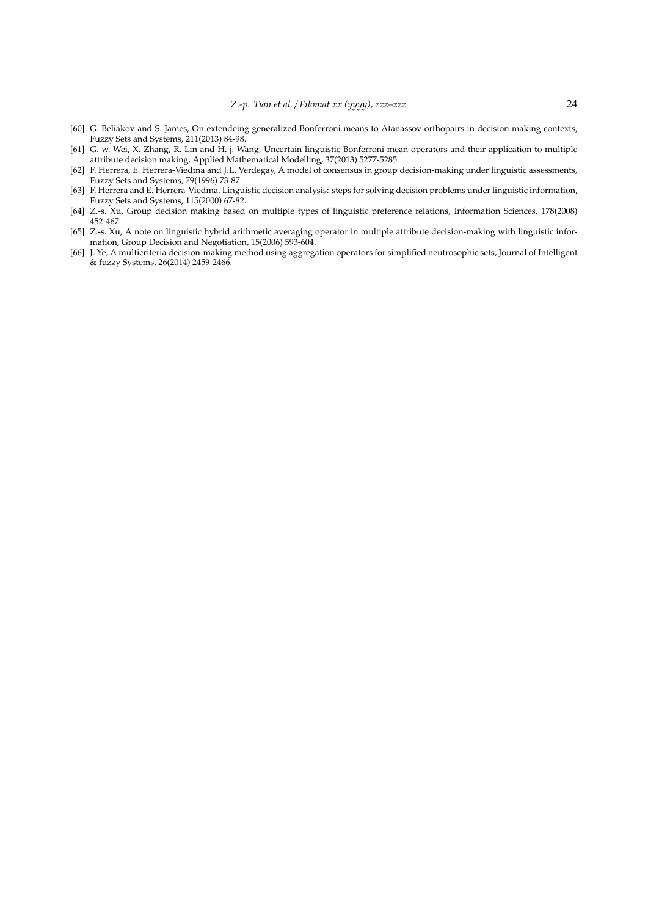[60] G. Beliakov and S. James, On extendeing generalized Bonferroni means to Atanassov orthopairs in decision making contexts, Fuzzy Sets and Systems, 211(2013) 84-98.

[61] G.-w. Wei, X. Zhang, R. Lin and H.-j. Wang, Uncertain linguistic Bonferroni mean operators and their application to multiple attribute decision making, Applied Mathematical Modelling, 37(2013) 5277-5285.

[62] F. Herrera, E. Herrera-Viedma and J.L. Verdegay, A model of consensus in group decision-making under linguistic assessments, Fuzzy Sets and Systems, 79(1996) 73-87.

[63] F. Herrera and E. Herrera-Viedma, Linguistic decision analysis: steps for solving decision problems under linguistic information, Fuzzy Sets and Systems, 115(2000) 67-82.

[64] Z.-s. Xu, Group decision making based on multiple types of linguistic preference relations, Information Sciences, 178(2008) 452-467.

[65] Z.-s. Xu, A note on linguistic hybrid arithmetic averaging operator in multiple attribute decision-making with linguistic information, Group Decision and Negotiation, 15(2006) 593-604.

[66] J. Ye, A multicriteria decision-making method using aggregation operators for simplified neutrosophic sets, Journal of Intelligent & fuzzy Systems, 26(2014) 2459-2466.